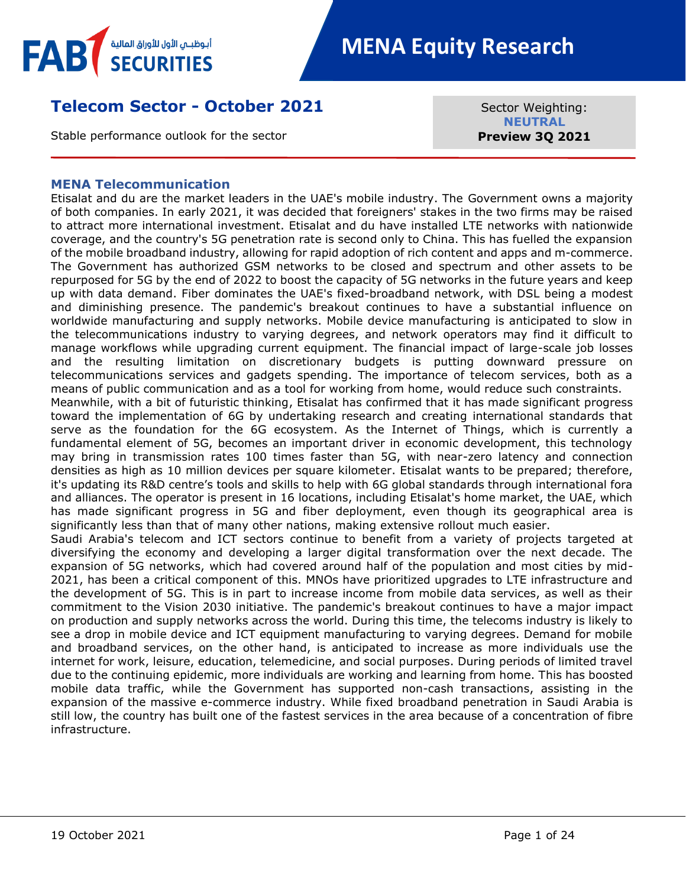# MENA Equity Research

## Telecom Sector - October 2021

Stable performance outlook for the sector

Sector Weighting: **NEUTRAL**
**Preview 3Q 2021**

### MENA Telecommunication

Etisalat and du are the market leaders in the UAE's mobile industry. The Government owns a majority of both companies. In early 2021, it was decided that foreigners' stakes in the two firms may be raised to attract more international investment. Etisalat and du have installed LTE networks with nationwide coverage, and the country's 5G penetration rate is second only to China. This has fuelled the expansion of the mobile broadband industry, allowing for rapid adoption of rich content and apps and m-commerce. The Government has authorized GSM networks to be closed and spectrum and other assets to be repurposed for 5G by the end of 2022 to boost the capacity of 5G networks in the future years and keep up with data demand. Fiber dominates the UAE's fixed-broadband network, with DSL being a modest and diminishing presence. The pandemic's breakout continues to have a substantial influence on worldwide manufacturing and supply networks. Mobile device manufacturing is anticipated to slow in the telecommunications industry to varying degrees, and network operators may find it difficult to manage workflows while upgrading current equipment. The financial impact of large-scale job losses and the resulting limitation on discretionary budgets is putting downward pressure on telecommunications services and gadgets spending. The importance of telecom services, both as a means of public communication and as a tool for working from home, would reduce such constraints.

Meanwhile, with a bit of futuristic thinking, Etisalat has confirmed that it has made significant progress toward the implementation of 6G by undertaking research and creating international standards that serve as the foundation for the 6G ecosystem. As the Internet of Things, which is currently a fundamental element of 5G, becomes an important driver in economic development, this technology may bring in transmission rates 100 times faster than 5G, with near-zero latency and connection densities as high as 10 million devices per square kilometer. Etisalat wants to be prepared; therefore, it's updating its R&D centre's tools and skills to help with 6G global standards through international fora and alliances. The operator is present in 16 locations, including Etisalat's home market, the UAE, which has made significant progress in 5G and fiber deployment, even though its geographical area is significantly less than that of many other nations, making extensive rollout much easier.

Saudi Arabia's telecom and ICT sectors continue to benefit from a variety of projects targeted at diversifying the economy and developing a larger digital transformation over the next decade. The expansion of 5G networks, which had covered around half of the population and most cities by mid-2021, has been a critical component of this. MNOs have prioritized upgrades to LTE infrastructure and the development of 5G. This is in part to increase income from mobile data services, as well as their commitment to the Vision 2030 initiative. The pandemic's breakout continues to have a major impact on production and supply networks across the world. During this time, the telecoms industry is likely to see a drop in mobile device and ICT equipment manufacturing to varying degrees. Demand for mobile and broadband services, on the other hand, is anticipated to increase as more individuals use the internet for work, leisure, education, telemedicine, and social purposes. During periods of limited travel due to the continuing epidemic, more individuals are working and learning from home. This has boosted mobile data traffic, while the Government has supported non-cash transactions, assisting in the expansion of the massive e-commerce industry. While fixed broadband penetration in Saudi Arabia is still low, the country has built one of the fastest services in the area because of a concentration of fibre infrastructure.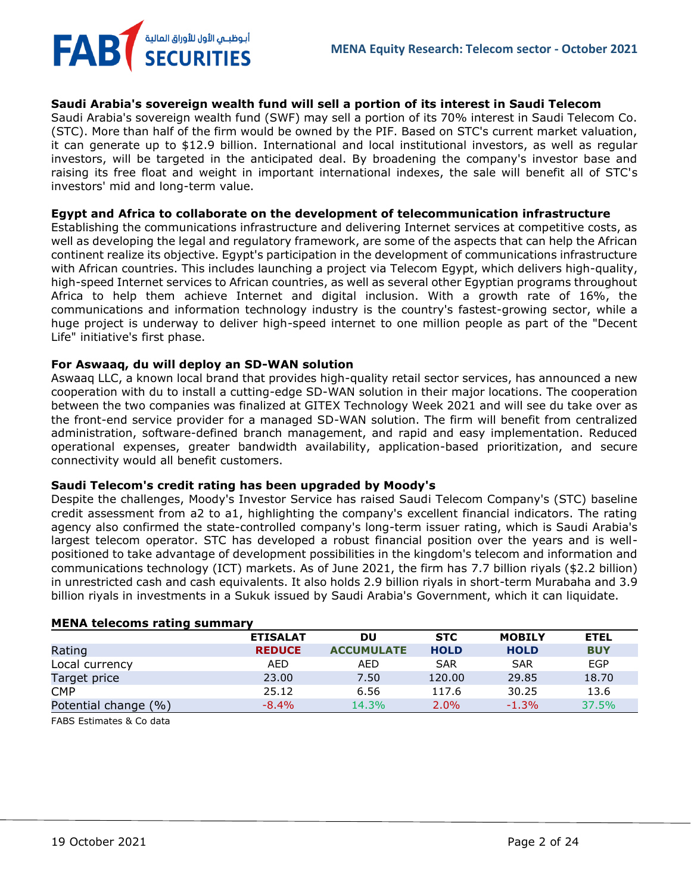### Saudi Arabia's sovereign wealth fund will sell a portion of its interest in Saudi Telecom

Saudi Arabia's sovereign wealth fund (SWF) may sell a portion of its 70% interest in Saudi Telecom Co. (STC). More than half of the firm would be owned by the PIF. Based on STC's current market valuation, it can generate up to $12.9 billion. International and local institutional investors, as well as regular investors, will be targeted in the anticipated deal. By broadening the company's investor base and raising its free float and weight in important international indexes, the sale will benefit all of STC's investors' mid and long-term value.

### Egypt and Africa to collaborate on the development of telecommunication infrastructure

Establishing the communications infrastructure and delivering Internet services at competitive costs, as well as developing the legal and regulatory framework, are some of the aspects that can help the African continent realize its objective. Egypt's participation in the development of communications infrastructure with African countries. This includes launching a project via Telecom Egypt, which delivers high-quality, high-speed Internet services to African countries, as well as several other Egyptian programs throughout Africa to help them achieve Internet and digital inclusion. With a growth rate of 16%, the communications and information technology industry is the country's fastest-growing sector, while a huge project is underway to deliver high-speed internet to one million people as part of the "Decent Life" initiative's first phase.

### For Aswaaq, du will deploy an SD-WAN solution

Aswaaq LLC, a known local brand that provides high-quality retail sector services, has announced a new cooperation with du to install a cutting-edge SD-WAN solution in their major locations. The cooperation between the two companies was finalized at GITEX Technology Week 2021 and will see du take over as the front-end service provider for a managed SD-WAN solution. The firm will benefit from centralized administration, software-defined branch management, and rapid and easy implementation. Reduced operational expenses, greater bandwidth availability, application-based prioritization, and secure connectivity would all benefit customers.

### Saudi Telecom's credit rating has been upgraded by Moody's

Despite the challenges, Moody's Investor Service has raised Saudi Telecom Company's (STC) baseline credit assessment from a2 to a1, highlighting the company's excellent financial indicators. The rating agency also confirmed the state-controlled company's long-term issuer rating, which is Saudi Arabia's largest telecom operator. STC has developed a robust financial position over the years and is well-positioned to take advantage of development possibilities in the kingdom's telecom and information and communications technology (ICT) markets. As of June 2021, the firm has 7.7 billion riyals ($2.2 billion) in unrestricted cash and cash equivalents. It also holds 2.9 billion riyals in short-term Murabaha and 3.9 billion riyals in investments in a Sukuk issued by Saudi Arabia's Government, which it can liquidate.

**MENA telecoms rating summary**

| | ETISALAT | DU | STC | MOBILY | ETEL |
|---|---|---|---|---|---|
| Rating | REDUCE | ACCUMULATE | HOLD | HOLD | BUY |
| Local currency | AED | AED | SAR | SAR | EGP |
| Target price | 23.00 | 7.50 | 120.00 | 29.85 | 18.70 |
| CMP | 25.12 | 6.56 | 117.6 | 30.25 | 13.6 |
| Potential change (%) | -8.4% | 14.3% | 2.0% | -1.3% | 37.5% |

FABS Estimates & Co data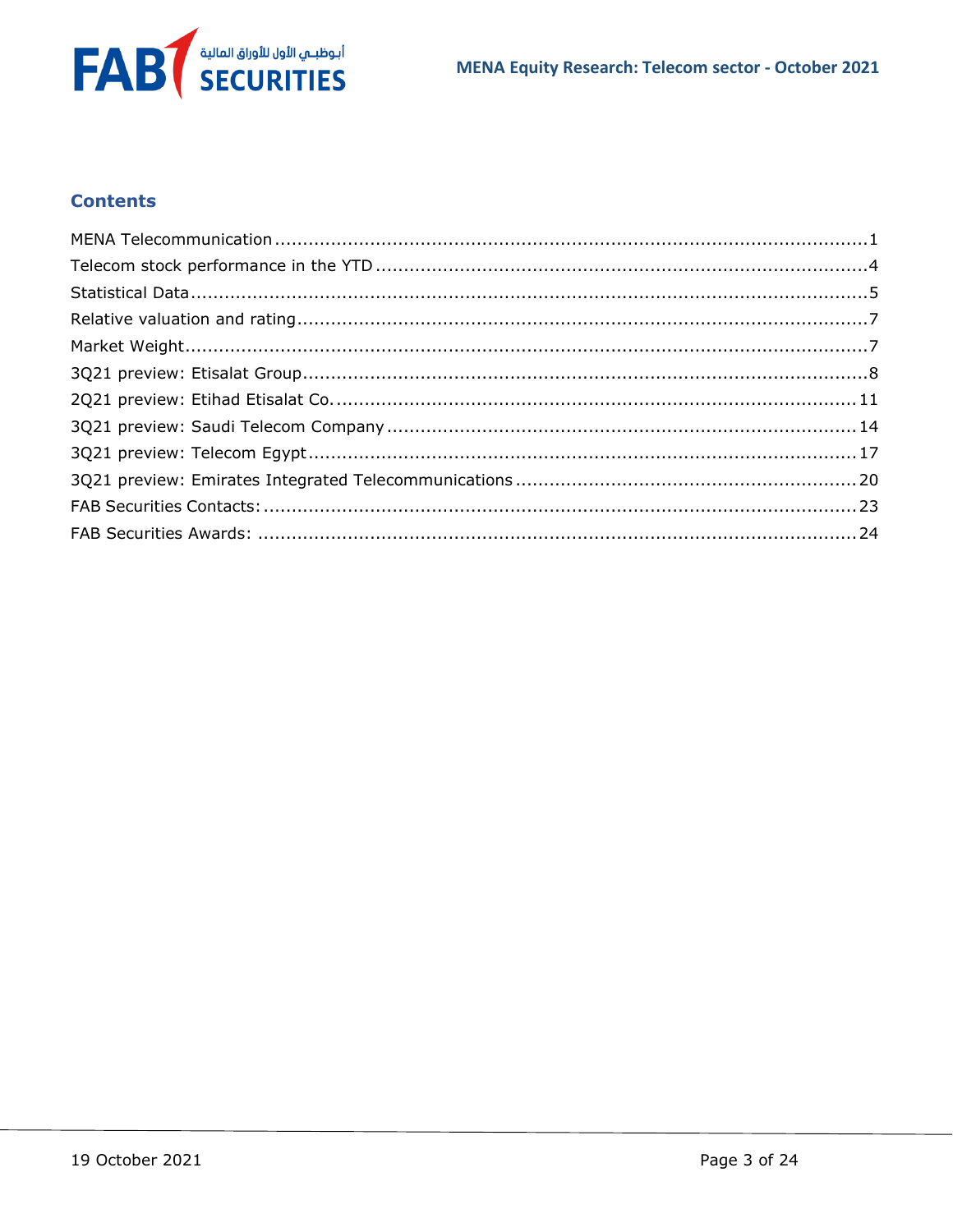## Contents

MENA Telecommunication ........................................................................................................ 1
Telecom stock performance in the YTD ....................................................................................... 4
Statistical Data ............................................................................................................................ 5
Relative valuation and rating ...................................................................................................... 7
Market Weight .............................................................................................................................. 7
3Q21 preview: Etisalat Group ...................................................................................................... 8
2Q21 preview: Etihad Etisalat Co. ............................................................................................. 11
3Q21 preview: Saudi Telecom Company ................................................................................... 14
3Q21 preview: Telecom Egypt ................................................................................................... 17
3Q21 preview: Emirates Integrated Telecommunications .......................................................... 20
FAB Securities Contacts: ........................................................................................................... 23
FAB Securities Awards: ............................................................................................................. 24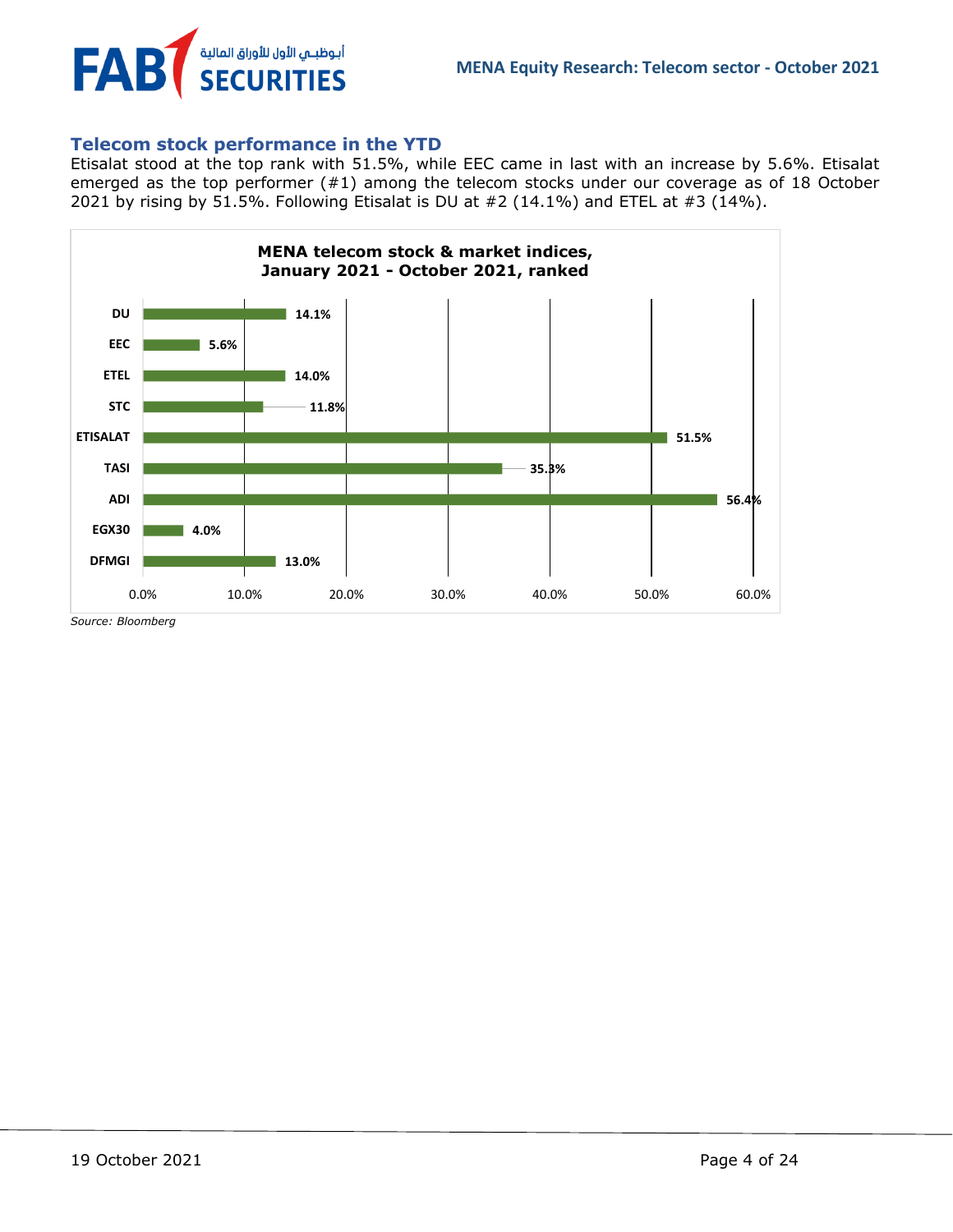## Telecom stock performance in the YTD

Etisalat stood at the top rank with 51.5%, while EEC came in last with an increase by 5.6%. Etisalat emerged as the top performer (#1) among the telecom stocks under our coverage as of 18 October 2021 by rising by 51.5%. Following Etisalat is DU at #2 (14.1%) and ETEL at #3 (14%).

**MENA telecom stock & market indices, January 2021 - October 2021, ranked**

| Name | YTD change |
|---|---|
| DU | 14.1% |
| EEC | 5.6% |
| ETEL | 14.0% |
| STC | 11.8% |
| ETISALAT | 51.5% |
| TASI | 35.3% |
| ADI | 56.4% |
| EGX30 | 4.0% |
| DFMGI | 13.0% |

*Source: Bloomberg*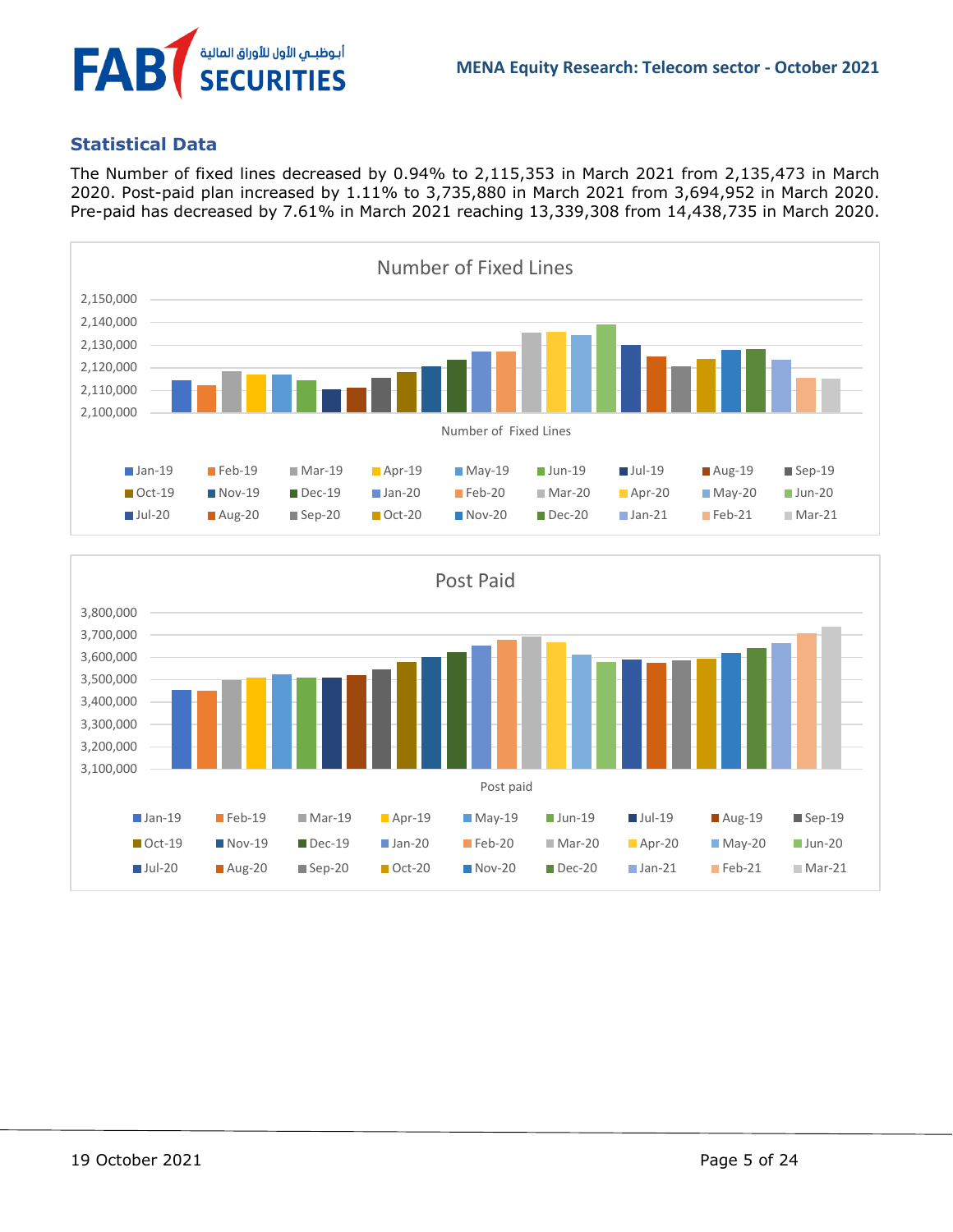## Statistical Data

The Number of fixed lines decreased by 0.94% to 2,115,353 in March 2021 from 2,135,473 in March 2020. Post-paid plan increased by 1.11% to 3,735,880 in March 2021 from 3,694,952 in March 2020. Pre-paid has decreased by 7.61% in March 2021 reaching 13,339,308 from 14,438,735 in March 2020.

Number of Fixed Lines

Post Paid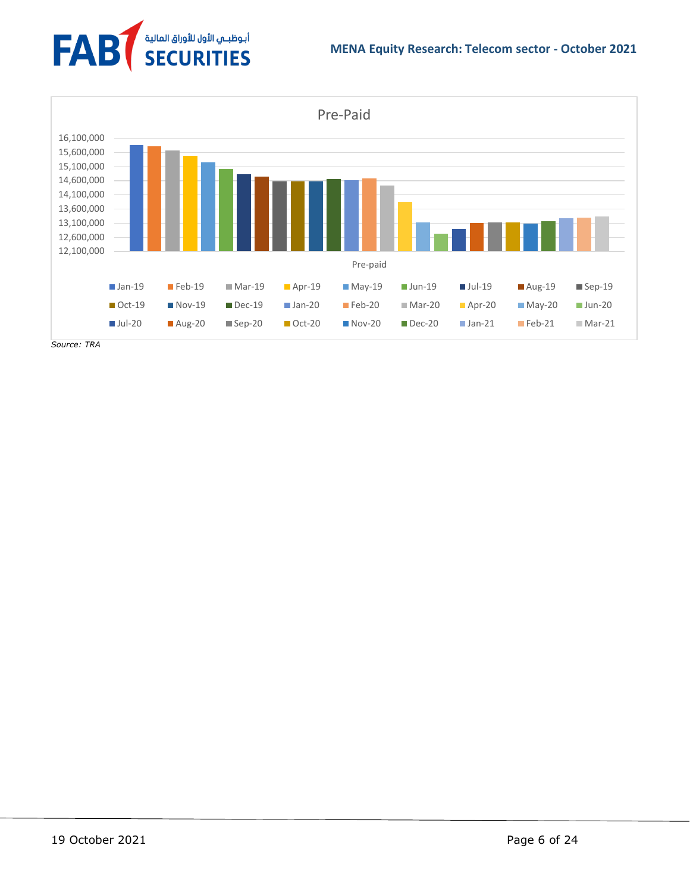**Pre-Paid**

| Y-axis |
|---|
| 16,100,000 |
| 15,600,000 |
| 15,100,000 |
| 14,600,000 |
| 14,100,000 |
| 13,600,000 |
| 13,100,000 |
| 12,600,000 |
| 12,100,000 |

Pre-paid

Jan-19, Feb-19, Mar-19, Apr-19, May-19, Jun-19, Jul-19, Aug-19, Sep-19, Oct-19, Nov-19, Dec-19, Jan-20, Feb-20, Mar-20, Apr-20, May-20, Jun-20, Jul-20, Aug-20, Sep-20, Oct-20, Nov-20, Dec-20, Jan-21, Feb-21, Mar-21

*Source: TRA*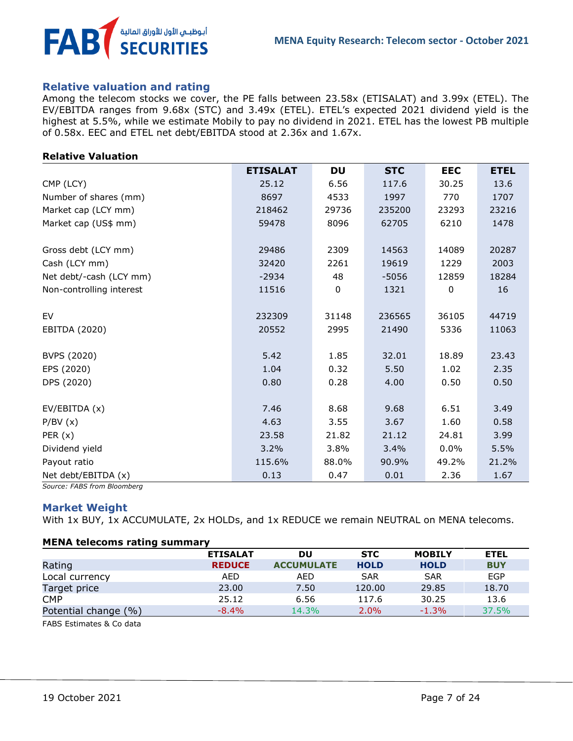## Relative valuation and rating

Among the telecom stocks we cover, the PE falls between 23.58x (ETISALAT) and 3.99x (ETEL). The EV/EBITDA ranges from 9.68x (STC) and 3.49x (ETEL). ETEL's expected 2021 dividend yield is the highest at 5.5%, while we estimate Mobily to pay no dividend in 2021. ETEL has the lowest PB multiple of 0.58x. EEC and ETEL net debt/EBITDA stood at 2.36x and 1.67x.

**Relative Valuation**

| | ETISALAT | DU | STC | EEC | ETEL |
|---|---|---|---|---|---|
| CMP (LCY) | 25.12 | 6.56 | 117.6 | 30.25 | 13.6 |
| Number of shares (mm) | 8697 | 4533 | 1997 | 770 | 1707 |
| Market cap (LCY mm) | 218462 | 29736 | 235200 | 23293 | 23216 |
| Market cap (US$ mm) | 59478 | 8096 | 62705 | 6210 | 1478 |
| | | | | | |
| Gross debt (LCY mm) | 29486 | 2309 | 14563 | 14089 | 20287 |
| Cash (LCY mm) | 32420 | 2261 | 19619 | 1229 | 2003 |
| Net debt/-cash (LCY mm) | -2934 | 48 | -5056 | 12859 | 18284 |
| Non-controlling interest | 11516 | 0 | 1321 | 0 | 16 |
| | | | | | |
| EV | 232309 | 31148 | 236565 | 36105 | 44719 |
| EBITDA (2020) | 20552 | 2995 | 21490 | 5336 | 11063 |
| | | | | | |
| BVPS (2020) | 5.42 | 1.85 | 32.01 | 18.89 | 23.43 |
| EPS (2020) | 1.04 | 0.32 | 5.50 | 1.02 | 2.35 |
| DPS (2020) | 0.80 | 0.28 | 4.00 | 0.50 | 0.50 |
| | | | | | |
| EV/EBITDA (x) | 7.46 | 8.68 | 9.68 | 6.51 | 3.49 |
| P/BV (x) | 4.63 | 3.55 | 3.67 | 1.60 | 0.58 |
| PER (x) | 23.58 | 21.82 | 21.12 | 24.81 | 3.99 |
| Dividend yield | 3.2% | 3.8% | 3.4% | 0.0% | 5.5% |
| Payout ratio | 115.6% | 88.0% | 90.9% | 49.2% | 21.2% |
| Net debt/EBITDA (x) | 0.13 | 0.47 | 0.01 | 2.36 | 1.67 |

*Source: FABS from Bloomberg*

## Market Weight

With 1x BUY, 1x ACCUMULATE, 2x HOLDs, and 1x REDUCE we remain NEUTRAL on MENA telecoms.

**MENA telecoms rating summary**

| | ETISALAT | DU | STC | MOBILY | ETEL |
|---|---|---|---|---|---|
| Rating | REDUCE | ACCUMULATE | HOLD | HOLD | BUY |
| Local currency | AED | AED | SAR | SAR | EGP |
| Target price | 23.00 | 7.50 | 120.00 | 29.85 | 18.70 |
| CMP | 25.12 | 6.56 | 117.6 | 30.25 | 13.6 |
| Potential change (%) | -8.4% | 14.3% | 2.0% | -1.3% | 37.5% |

FABS Estimates & Co data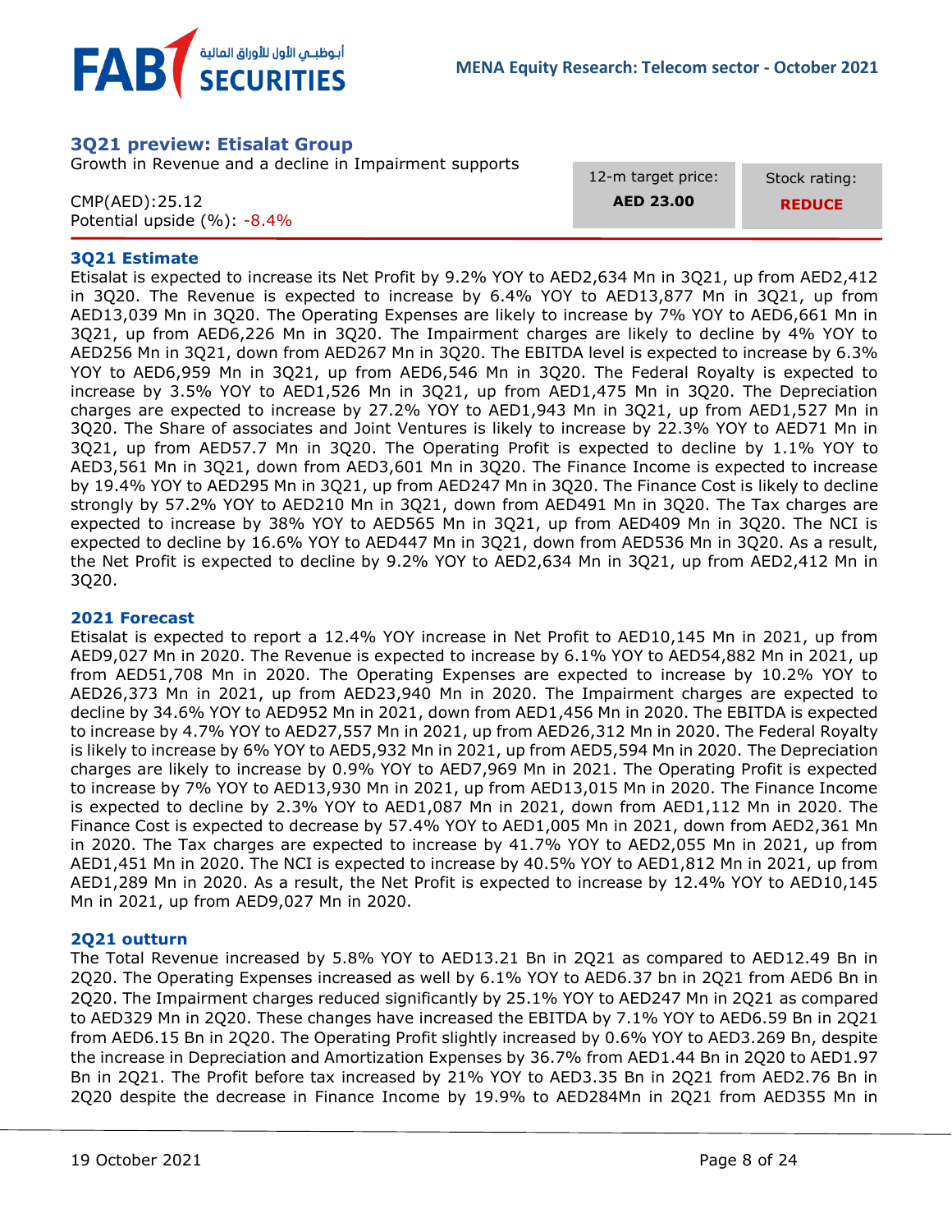## 3Q21 preview: Etisalat Group

Growth in Revenue and a decline in Impairment supports

CMP(AED):25.12
Potential upside (%): -8.4%

| 12-m target price: | Stock rating: |
|---|---|
| **AED 23.00** | **REDUCE** |

### 3Q21 Estimate

Etisalat is expected to increase its Net Profit by 9.2% YOY to AED2,634 Mn in 3Q21, up from AED2,412 in 3Q20. The Revenue is expected to increase by 6.4% YOY to AED13,877 Mn in 3Q21, up from AED13,039 Mn in 3Q20. The Operating Expenses are likely to increase by 7% YOY to AED6,661 Mn in 3Q21, up from AED6,226 Mn in 3Q20. The Impairment charges are likely to decline by 4% YOY to AED256 Mn in 3Q21, down from AED267 Mn in 3Q20. The EBITDA level is expected to increase by 6.3% YOY to AED6,959 Mn in 3Q21, up from AED6,546 Mn in 3Q20. The Federal Royalty is expected to increase by 3.5% YOY to AED1,526 Mn in 3Q21, up from AED1,475 Mn in 3Q20. The Depreciation charges are expected to increase by 27.2% YOY to AED1,943 Mn in 3Q21, up from AED1,527 Mn in 3Q20. The Share of associates and Joint Ventures is likely to increase by 22.3% YOY to AED71 Mn in 3Q21, up from AED57.7 Mn in 3Q20. The Operating Profit is expected to decline by 1.1% YOY to AED3,561 Mn in 3Q21, down from AED3,601 Mn in 3Q20. The Finance Income is expected to increase by 19.4% YOY to AED295 Mn in 3Q21, up from AED247 Mn in 3Q20. The Finance Cost is likely to decline strongly by 57.2% YOY to AED210 Mn in 3Q21, down from AED491 Mn in 3Q20. The Tax charges are expected to increase by 38% YOY to AED565 Mn in 3Q21, up from AED409 Mn in 3Q20. The NCI is expected to decline by 16.6% YOY to AED447 Mn in 3Q21, down from AED536 Mn in 3Q20. As a result, the Net Profit is expected to decline by 9.2% YOY to AED2,634 Mn in 3Q21, up from AED2,412 Mn in 3Q20.

### 2021 Forecast

Etisalat is expected to report a 12.4% YOY increase in Net Profit to AED10,145 Mn in 2021, up from AED9,027 Mn in 2020. The Revenue is expected to increase by 6.1% YOY to AED54,882 Mn in 2021, up from AED51,708 Mn in 2020. The Operating Expenses are expected to increase by 10.2% YOY to AED26,373 Mn in 2021, up from AED23,940 Mn in 2020. The Impairment charges are expected to decline by 34.6% YOY to AED952 Mn in 2021, down from AED1,456 Mn in 2020. The EBITDA is expected to increase by 4.7% YOY to AED27,557 Mn in 2021, up from AED26,312 Mn in 2020. The Federal Royalty is likely to increase by 6% YOY to AED5,932 Mn in 2021, up from AED5,594 Mn in 2020. The Depreciation charges are likely to increase by 0.9% YOY to AED7,969 Mn in 2021. The Operating Profit is expected to increase by 7% YOY to AED13,930 Mn in 2021, up from AED13,015 Mn in 2020. The Finance Income is expected to decline by 2.3% YOY to AED1,087 Mn in 2021, down from AED1,112 Mn in 2020. The Finance Cost is expected to decrease by 57.4% YOY to AED1,005 Mn in 2021, down from AED2,361 Mn in 2020. The Tax charges are expected to increase by 41.7% YOY to AED2,055 Mn in 2021, up from AED1,451 Mn in 2020. The NCI is expected to increase by 40.5% YOY to AED1,812 Mn in 2021, up from AED1,289 Mn in 2020. As a result, the Net Profit is expected to increase by 12.4% YOY to AED10,145 Mn in 2021, up from AED9,027 Mn in 2020.

### 2Q21 outturn

The Total Revenue increased by 5.8% YOY to AED13.21 Bn in 2Q21 as compared to AED12.49 Bn in 2Q20. The Operating Expenses increased as well by 6.1% YOY to AED6.37 bn in 2Q21 from AED6 Bn in 2Q20. The Impairment charges reduced significantly by 25.1% YOY to AED247 Mn in 2Q21 as compared to AED329 Mn in 2Q20. These changes have increased the EBITDA by 7.1% YOY to AED6.59 Bn in 2Q21 from AED6.15 Bn in 2Q20. The Operating Profit slightly increased by 0.6% YOY to AED3.269 Bn, despite the increase in Depreciation and Amortization Expenses by 36.7% from AED1.44 Bn in 2Q20 to AED1.97 Bn in 2Q21. The Profit before tax increased by 21% YOY to AED3.35 Bn in 2Q21 from AED2.76 Bn in 2Q20 despite the decrease in Finance Income by 19.9% to AED284Mn in 2Q21 from AED355 Mn in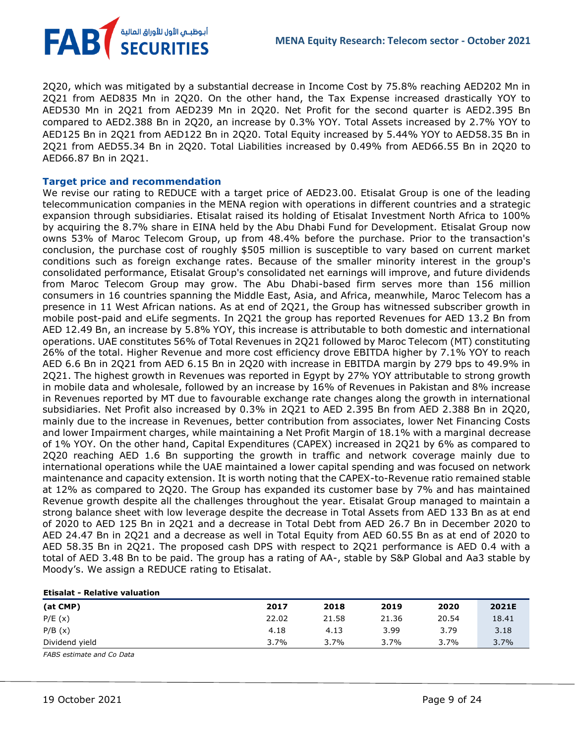2Q20, which was mitigated by a substantial decrease in Income Cost by 75.8% reaching AED202 Mn in 2Q21 from AED835 Mn in 2Q20. On the other hand, the Tax Expense increased drastically YOY to AED530 Mn in 2Q21 from AED239 Mn in 2Q20. Net Profit for the second quarter is AED2.395 Bn compared to AED2.388 Bn in 2Q20, an increase by 0.3% YOY. Total Assets increased by 2.7% YOY to AED125 Bn in 2Q21 from AED122 Bn in 2Q20. Total Equity increased by 5.44% YOY to AED58.35 Bn in 2Q21 from AED55.34 Bn in 2Q20. Total Liabilities increased by 0.49% from AED66.55 Bn in 2Q20 to AED66.87 Bn in 2Q21.

### Target price and recommendation

We revise our rating to REDUCE with a target price of AED23.00. Etisalat Group is one of the leading telecommunication companies in the MENA region with operations in different countries and a strategic expansion through subsidiaries. Etisalat raised its holding of Etisalat Investment North Africa to 100% by acquiring the 8.7% share in EINA held by the Abu Dhabi Fund for Development. Etisalat Group now owns 53% of Maroc Telecom Group, up from 48.4% before the purchase. Prior to the transaction's conclusion, the purchase cost of roughly $505 million is susceptible to vary based on current market conditions such as foreign exchange rates. Because of the smaller minority interest in the group's consolidated performance, Etisalat Group's consolidated net earnings will improve, and future dividends from Maroc Telecom Group may grow. The Abu Dhabi-based firm serves more than 156 million consumers in 16 countries spanning the Middle East, Asia, and Africa, meanwhile, Maroc Telecom has a presence in 11 West African nations. As at end of 2Q21, the Group has witnessed subscriber growth in mobile post-paid and eLife segments. In 2Q21 the group has reported Revenues for AED 13.2 Bn from AED 12.49 Bn, an increase by 5.8% YOY, this increase is attributable to both domestic and international operations. UAE constitutes 56% of Total Revenues in 2Q21 followed by Maroc Telecom (MT) constituting 26% of the total. Higher Revenue and more cost efficiency drove EBITDA higher by 7.1% YOY to reach AED 6.6 Bn in 2Q21 from AED 6.15 Bn in 2Q20 with increase in EBITDA margin by 279 bps to 49.9% in 2Q21. The highest growth in Revenues was reported in Egypt by 27% YOY attributable to strong growth in mobile data and wholesale, followed by an increase by 16% of Revenues in Pakistan and 8% increase in Revenues reported by MT due to favourable exchange rate changes along the growth in international subsidiaries. Net Profit also increased by 0.3% in 2Q21 to AED 2.395 Bn from AED 2.388 Bn in 2Q20, mainly due to the increase in Revenues, better contribution from associates, lower Net Financing Costs and lower Impairment charges, while maintaining a Net Profit Margin of 18.1% with a marginal decrease of 1% YOY. On the other hand, Capital Expenditures (CAPEX) increased in 2Q21 by 6% as compared to 2Q20 reaching AED 1.6 Bn supporting the growth in traffic and network coverage mainly due to international operations while the UAE maintained a lower capital spending and was focused on network maintenance and capacity extension. It is worth noting that the CAPEX-to-Revenue ratio remained stable at 12% as compared to 2Q20. The Group has expanded its customer base by 7% and has maintained Revenue growth despite all the challenges throughout the year. Etisalat Group managed to maintain a strong balance sheet with low leverage despite the decrease in Total Assets from AED 133 Bn as at end of 2020 to AED 125 Bn in 2Q21 and a decrease in Total Debt from AED 26.7 Bn in December 2020 to AED 24.47 Bn in 2Q21 and a decrease as well in Total Equity from AED 60.55 Bn as at end of 2020 to AED 58.35 Bn in 2Q21. The proposed cash DPS with respect to 2Q21 performance is AED 0.4 with a total of AED 3.48 Bn to be paid. The group has a rating of AA-, stable by S&P Global and Aa3 stable by Moody's. We assign a REDUCE rating to Etisalat.

**Etisalat - Relative valuation**

| (at CMP) | 2017 | 2018 | 2019 | 2020 | 2021E |
|---|---|---|---|---|---|
| P/E (x) | 22.02 | 21.58 | 21.36 | 20.54 | 18.41 |
| P/B (x) | 4.18 | 4.13 | 3.99 | 3.79 | 3.18 |
| Dividend yield | 3.7% | 3.7% | 3.7% | 3.7% | 3.7% |

*FABS estimate and Co Data*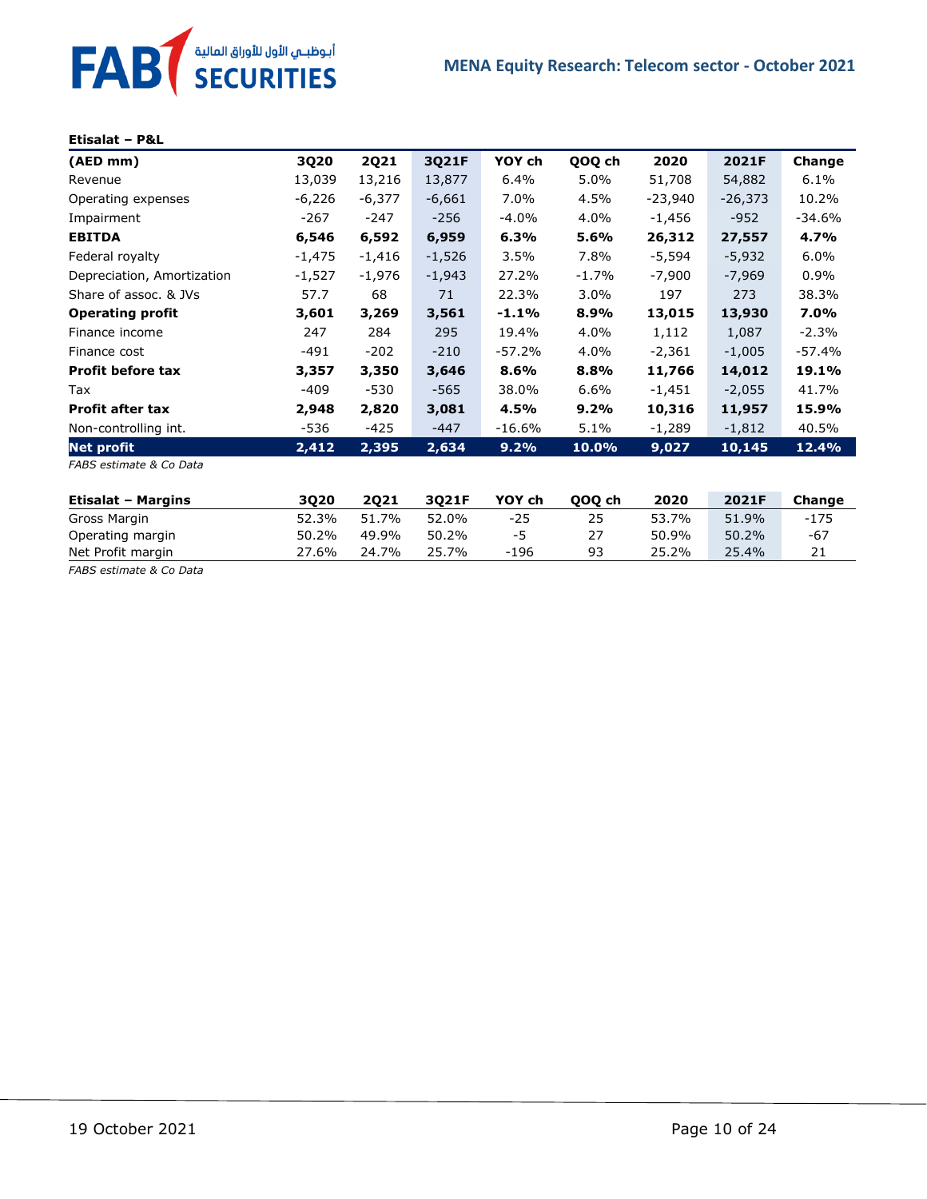**Etisalat – P&L**

| (AED mm) | 3Q20 | 2Q21 | 3Q21F | YOY ch | QOQ ch | 2020 | 2021F | Change |
|---|---|---|---|---|---|---|---|---|
| Revenue | 13,039 | 13,216 | 13,877 | 6.4% | 5.0% | 51,708 | 54,882 | 6.1% |
| Operating expenses | -6,226 | -6,377 | -6,661 | 7.0% | 4.5% | -23,940 | -26,373 | 10.2% |
| Impairment | -267 | -247 | -256 | -4.0% | 4.0% | -1,456 | -952 | -34.6% |
| **EBITDA** | **6,546** | **6,592** | **6,959** | **6.3%** | **5.6%** | **26,312** | **27,557** | **4.7%** |
| Federal royalty | -1,475 | -1,416 | -1,526 | 3.5% | 7.8% | -5,594 | -5,932 | 6.0% |
| Depreciation, Amortization | -1,527 | -1,976 | -1,943 | 27.2% | -1.7% | -7,900 | -7,969 | 0.9% |
| Share of assoc. & JVs | 57.7 | 68 | 71 | 22.3% | 3.0% | 197 | 273 | 38.3% |
| **Operating profit** | **3,601** | **3,269** | **3,561** | **-1.1%** | **8.9%** | **13,015** | **13,930** | **7.0%** |
| Finance income | 247 | 284 | 295 | 19.4% | 4.0% | 1,112 | 1,087 | -2.3% |
| Finance cost | -491 | -202 | -210 | -57.2% | 4.0% | -2,361 | -1,005 | -57.4% |
| **Profit before tax** | **3,357** | **3,350** | **3,646** | **8.6%** | **8.8%** | **11,766** | **14,012** | **19.1%** |
| Tax | -409 | -530 | -565 | 38.0% | 6.6% | -1,451 | -2,055 | 41.7% |
| **Profit after tax** | **2,948** | **2,820** | **3,081** | **4.5%** | **9.2%** | **10,316** | **11,957** | **15.9%** |
| Non-controlling int. | -536 | -425 | -447 | -16.6% | 5.1% | -1,289 | -1,812 | 40.5% |
| **Net profit** | **2,412** | **2,395** | **2,634** | **9.2%** | **10.0%** | **9,027** | **10,145** | **12.4%** |

*FABS estimate & Co Data*

| **Etisalat – Margins** | 3Q20 | 2Q21 | 3Q21F | YOY ch | QOQ ch | 2020 | 2021F | Change |
|---|---|---|---|---|---|---|---|---|
| Gross Margin | 52.3% | 51.7% | 52.0% | -25 | 25 | 53.7% | 51.9% | -175 |
| Operating margin | 50.2% | 49.9% | 50.2% | -5 | 27 | 50.9% | 50.2% | -67 |
| Net Profit margin | 27.6% | 24.7% | 25.7% | -196 | 93 | 25.2% | 25.4% | 21 |

*FABS estimate & Co Data*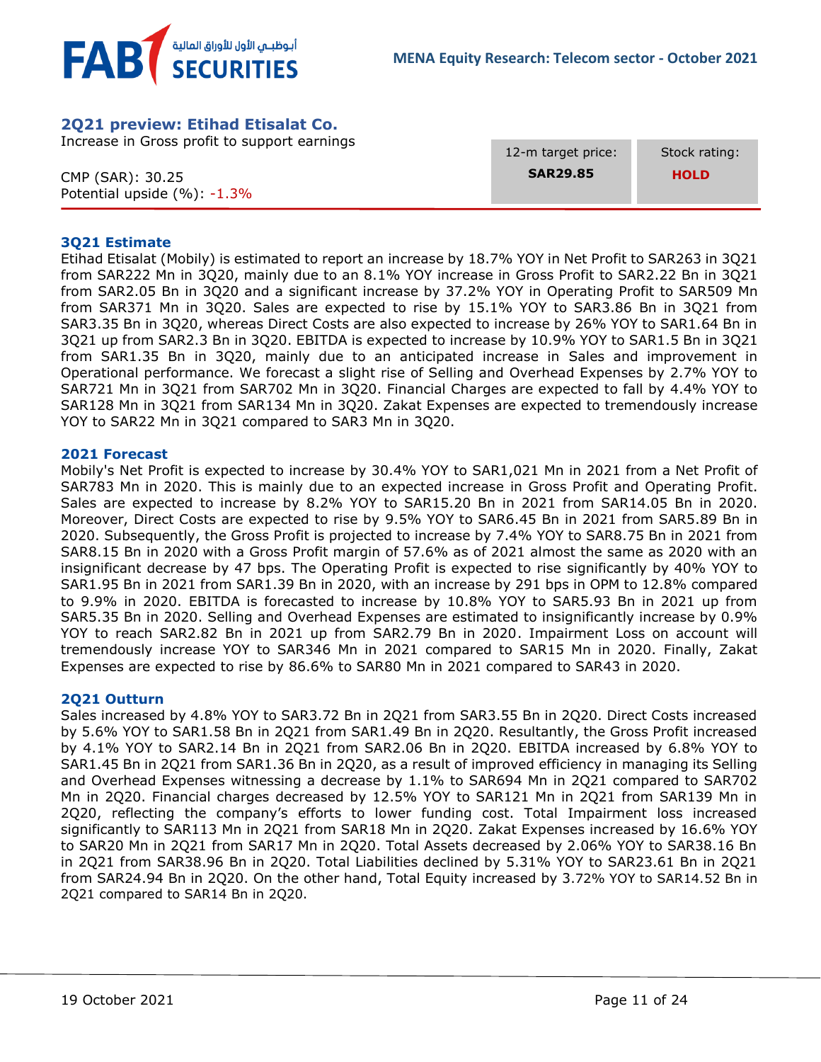## 2Q21 preview: Etihad Etisalat Co.

Increase in Gross profit to support earnings

CMP (SAR): 30.25
Potential upside (%): -1.3%

| 12-m target price: | Stock rating: |
|---|---|
| **SAR29.85** | **HOLD** |

### 3Q21 Estimate

Etihad Etisalat (Mobily) is estimated to report an increase by 18.7% YOY in Net Profit to SAR263 in 3Q21 from SAR222 Mn in 3Q20, mainly due to an 8.1% YOY increase in Gross Profit to SAR2.22 Bn in 3Q21 from SAR2.05 Bn in 3Q20 and a significant increase by 37.2% YOY in Operating Profit to SAR509 Mn from SAR371 Mn in 3Q20. Sales are expected to rise by 15.1% YOY to SAR3.86 Bn in 3Q21 from SAR3.35 Bn in 3Q20, whereas Direct Costs are also expected to increase by 26% YOY to SAR1.64 Bn in 3Q21 up from SAR2.3 Bn in 3Q20. EBITDA is expected to increase by 10.9% YOY to SAR1.5 Bn in 3Q21 from SAR1.35 Bn in 3Q20, mainly due to an anticipated increase in Sales and improvement in Operational performance. We forecast a slight rise of Selling and Overhead Expenses by 2.7% YOY to SAR721 Mn in 3Q21 from SAR702 Mn in 3Q20. Financial Charges are expected to fall by 4.4% YOY to SAR128 Mn in 3Q21 from SAR134 Mn in 3Q20. Zakat Expenses are expected to tremendously increase YOY to SAR22 Mn in 3Q21 compared to SAR3 Mn in 3Q20.

### 2021 Forecast

Mobily's Net Profit is expected to increase by 30.4% YOY to SAR1,021 Mn in 2021 from a Net Profit of SAR783 Mn in 2020. This is mainly due to an expected increase in Gross Profit and Operating Profit. Sales are expected to increase by 8.2% YOY to SAR15.20 Bn in 2021 from SAR14.05 Bn in 2020. Moreover, Direct Costs are expected to rise by 9.5% YOY to SAR6.45 Bn in 2021 from SAR5.89 Bn in 2020. Subsequently, the Gross Profit is projected to increase by 7.4% YOY to SAR8.75 Bn in 2021 from SAR8.15 Bn in 2020 with a Gross Profit margin of 57.6% as of 2021 almost the same as 2020 with an insignificant decrease by 47 bps. The Operating Profit is expected to rise significantly by 40% YOY to SAR1.95 Bn in 2021 from SAR1.39 Bn in 2020, with an increase by 291 bps in OPM to 12.8% compared to 9.9% in 2020. EBITDA is forecasted to increase by 10.8% YOY to SAR5.93 Bn in 2021 up from SAR5.35 Bn in 2020. Selling and Overhead Expenses are estimated to insignificantly increase by 0.9% YOY to reach SAR2.82 Bn in 2021 up from SAR2.79 Bn in 2020. Impairment Loss on account will tremendously increase YOY to SAR346 Mn in 2021 compared to SAR15 Mn in 2020. Finally, Zakat Expenses are expected to rise by 86.6% to SAR80 Mn in 2021 compared to SAR43 in 2020.

### 2Q21 Outturn

Sales increased by 4.8% YOY to SAR3.72 Bn in 2Q21 from SAR3.55 Bn in 2Q20. Direct Costs increased by 5.6% YOY to SAR1.58 Bn in 2Q21 from SAR1.49 Bn in 2Q20. Resultantly, the Gross Profit increased by 4.1% YOY to SAR2.14 Bn in 2Q21 from SAR2.06 Bn in 2Q20. EBITDA increased by 6.8% YOY to SAR1.45 Bn in 2Q21 from SAR1.36 Bn in 2Q20, as a result of improved efficiency in managing its Selling and Overhead Expenses witnessing a decrease by 1.1% to SAR694 Mn in 2Q21 compared to SAR702 Mn in 2Q20. Financial charges decreased by 12.5% YOY to SAR121 Mn in 2Q21 from SAR139 Mn in 2Q20, reflecting the company's efforts to lower funding cost. Total Impairment loss increased significantly to SAR113 Mn in 2Q21 from SAR18 Mn in 2Q20. Zakat Expenses increased by 16.6% YOY to SAR20 Mn in 2Q21 from SAR17 Mn in 2Q20. Total Assets decreased by 2.06% YOY to SAR38.16 Bn in 2Q21 from SAR38.96 Bn in 2Q20. Total Liabilities declined by 5.31% YOY to SAR23.61 Bn in 2Q21 from SAR24.94 Bn in 2Q20. On the other hand, Total Equity increased by 3.72% YOY to SAR14.52 Bn in 2Q21 compared to SAR14 Bn in 2Q20.

19 October 2021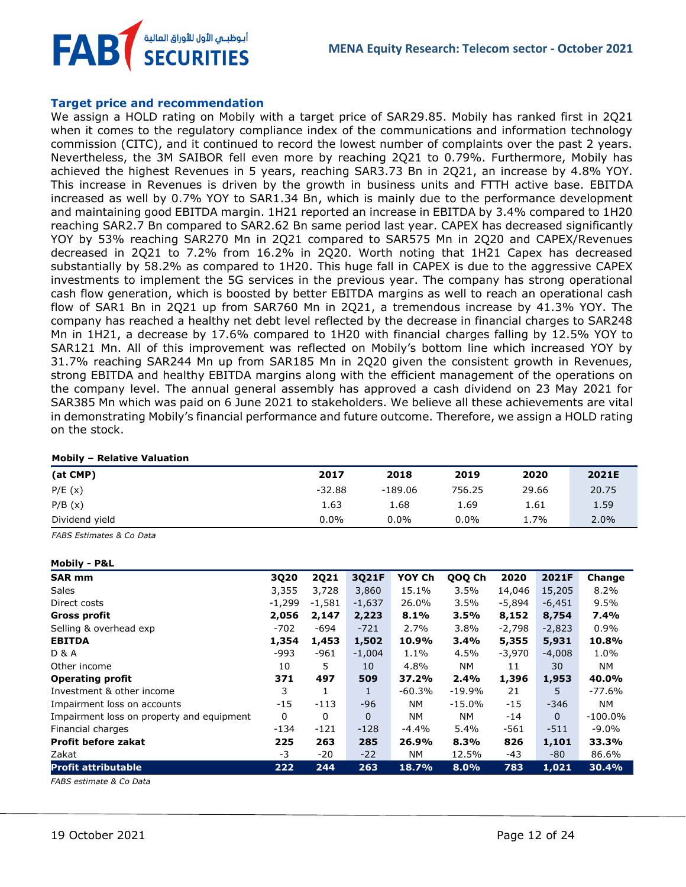## Target price and recommendation

We assign a HOLD rating on Mobily with a target price of SAR29.85. Mobily has ranked first in 2Q21 when it comes to the regulatory compliance index of the communications and information technology commission (CITC), and it continued to record the lowest number of complaints over the past 2 years. Nevertheless, the 3M SAIBOR fell even more by reaching 2Q21 to 0.79%. Furthermore, Mobily has achieved the highest Revenues in 5 years, reaching SAR3.73 Bn in 2Q21, an increase by 4.8% YOY. This increase in Revenues is driven by the growth in business units and FTTH active base. EBITDA increased as well by 0.7% YOY to SAR1.34 Bn, which is mainly due to the performance development and maintaining good EBITDA margin. 1H21 reported an increase in EBITDA by 3.4% compared to 1H20 reaching SAR2.7 Bn compared to SAR2.62 Bn same period last year. CAPEX has decreased significantly YOY by 53% reaching SAR270 Mn in 2Q21 compared to SAR575 Mn in 2Q20 and CAPEX/Revenues decreased in 2Q21 to 7.2% from 16.2% in 2Q20. Worth noting that 1H21 Capex has decreased substantially by 58.2% as compared to 1H20. This huge fall in CAPEX is due to the aggressive CAPEX investments to implement the 5G services in the previous year. The company has strong operational cash flow generation, which is boosted by better EBITDA margins as well to reach an operational cash flow of SAR1 Bn in 2Q21 up from SAR760 Mn in 2Q21, a tremendous increase by 41.3% YOY. The company has reached a healthy net debt level reflected by the decrease in financial charges to SAR248 Mn in 1H21, a decrease by 17.6% compared to 1H20 with financial charges falling by 12.5% YOY to SAR121 Mn. All of this improvement was reflected on Mobily's bottom line which increased YOY by 31.7% reaching SAR244 Mn up from SAR185 Mn in 2Q20 given the consistent growth in Revenues, strong EBITDA and healthy EBITDA margins along with the efficient management of the operations on the company level. The annual general assembly has approved a cash dividend on 23 May 2021 for SAR385 Mn which was paid on 6 June 2021 to stakeholders. We believe all these achievements are vital in demonstrating Mobily's financial performance and future outcome. Therefore, we assign a HOLD rating on the stock.

**Mobily – Relative Valuation**

| (at CMP) | 2017 | 2018 | 2019 | 2020 | 2021E |
|---|---|---|---|---|---|
| P/E (x) | -32.88 | -189.06 | 756.25 | 29.66 | 20.75 |
| P/B (x) | 1.63 | 1.68 | 1.69 | 1.61 | 1.59 |
| Dividend yield | 0.0% | 0.0% | 0.0% | 1.7% | 2.0% |

*FABS Estimates & Co Data*

**Mobily - P&L**

| SAR mm | 3Q20 | 2Q21 | 3Q21F | YOY Ch | QOQ Ch | 2020 | 2021F | Change |
|---|---|---|---|---|---|---|---|---|
| Sales | 3,355 | 3,728 | 3,860 | 15.1% | 3.5% | 14,046 | 15,205 | 8.2% |
| Direct costs | -1,299 | -1,581 | -1,637 | 26.0% | 3.5% | -5,894 | -6,451 | 9.5% |
| **Gross profit** | **2,056** | **2,147** | **2,223** | **8.1%** | **3.5%** | **8,152** | **8,754** | **7.4%** |
| Selling & overhead exp | -702 | -694 | -721 | 2.7% | 3.8% | -2,798 | -2,823 | 0.9% |
| **EBITDA** | **1,354** | **1,453** | **1,502** | **10.9%** | **3.4%** | **5,355** | **5,931** | **10.8%** |
| D & A | -993 | -961 | -1,004 | 1.1% | 4.5% | -3,970 | -4,008 | 1.0% |
| Other income | 10 | 5 | 10 | 4.8% | NM | 11 | 30 | NM |
| **Operating profit** | **371** | **497** | **509** | **37.2%** | **2.4%** | **1,396** | **1,953** | **40.0%** |
| Investment & other income | 3 | 1 | 1 | -60.3% | -19.9% | 21 | 5 | -77.6% |
| Impairment loss on accounts | -15 | -113 | -96 | NM | -15.0% | -15 | -346 | NM |
| Impairment loss on property and equipment | 0 | 0 | 0 | NM | NM | -14 | 0 | -100.0% |
| Financial charges | -134 | -121 | -128 | -4.4% | 5.4% | -561 | -511 | -9.0% |
| **Profit before zakat** | **225** | **263** | **285** | **26.9%** | **8.3%** | **826** | **1,101** | **33.3%** |
| Zakat | -3 | -20 | -22 | NM | 12.5% | -43 | -80 | 86.6% |
| **Profit attributable** | **222** | **244** | **263** | **18.7%** | **8.0%** | **783** | **1,021** | **30.4%** |

*FABS estimate & Co Data*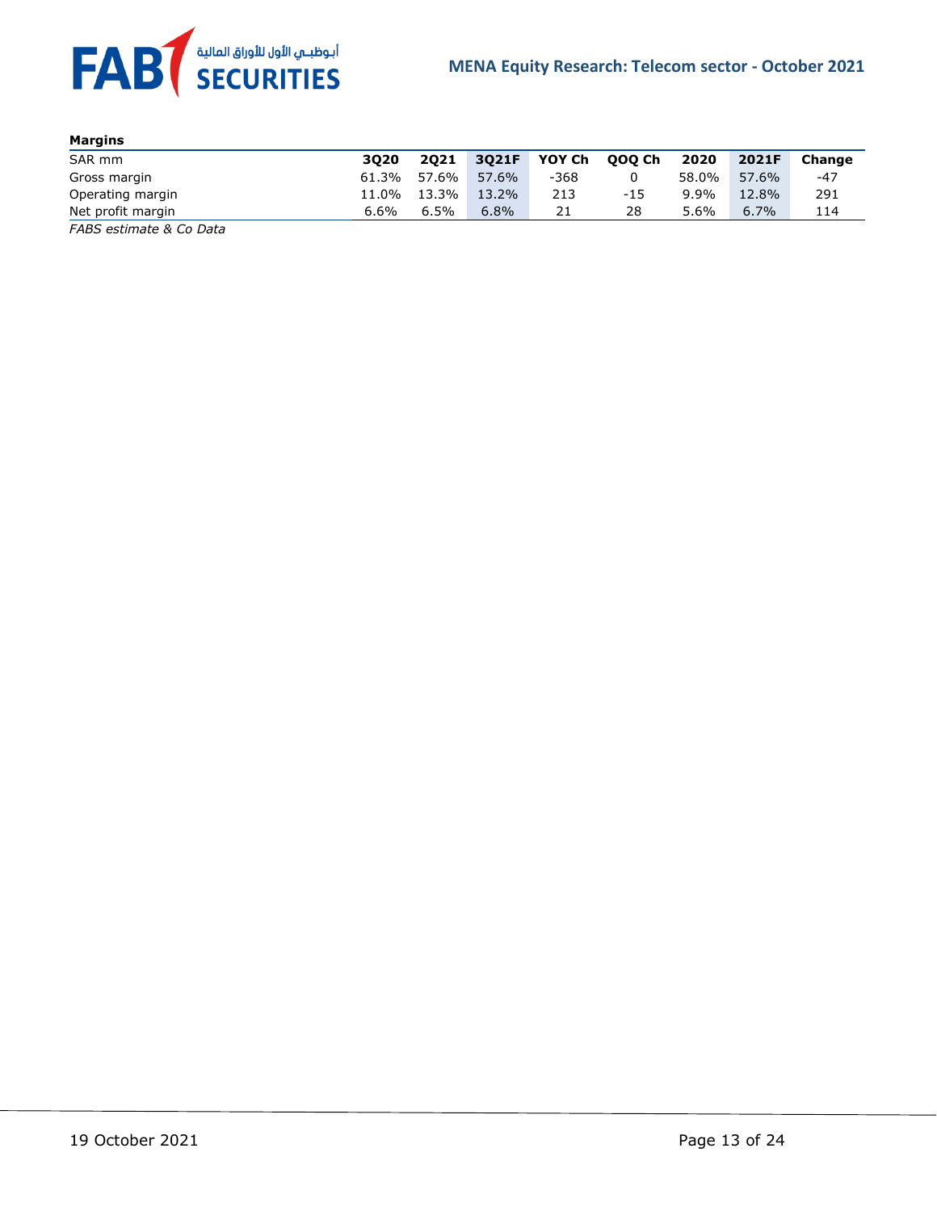**Margins**

| SAR mm | 3Q20 | 2Q21 | 3Q21F | YOY Ch | QOQ Ch | 2020 | 2021F | Change |
|---|---|---|---|---|---|---|---|---|
| Gross margin | 61.3% | 57.6% | 57.6% | -368 | 0 | 58.0% | 57.6% | -47 |
| Operating margin | 11.0% | 13.3% | 13.2% | 213 | -15 | 9.9% | 12.8% | 291 |
| Net profit margin | 6.6% | 6.5% | 6.8% | 21 | 28 | 5.6% | 6.7% | 114 |

*FABS estimate & Co Data*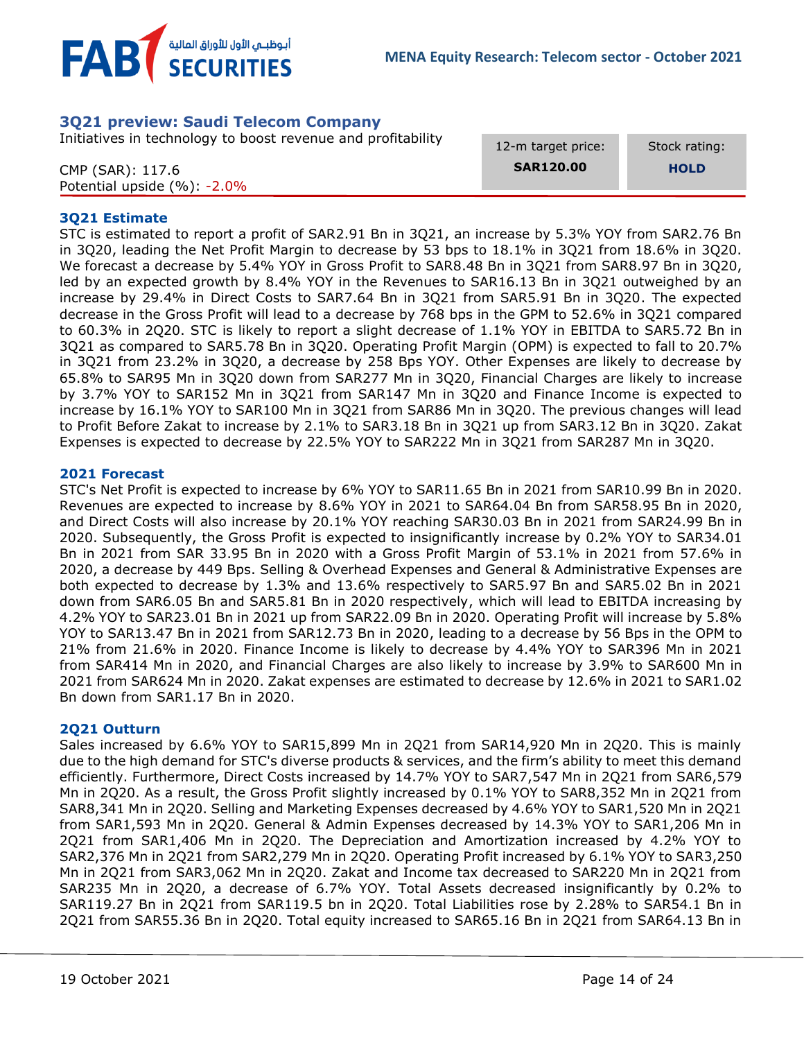## 3Q21 preview: Saudi Telecom Company

Initiatives in technology to boost revenue and profitability

CMP (SAR): 117.6
Potential upside (%): -2.0%

| 12-m target price: | Stock rating: |
|---|---|
| **SAR120.00** | **HOLD** |

### 3Q21 Estimate

STC is estimated to report a profit of SAR2.91 Bn in 3Q21, an increase by 5.3% YOY from SAR2.76 Bn in 3Q20, leading the Net Profit Margin to decrease by 53 bps to 18.1% in 3Q21 from 18.6% in 3Q20. We forecast a decrease by 5.4% YOY in Gross Profit to SAR8.48 Bn in 3Q21 from SAR8.97 Bn in 3Q20, led by an expected growth by 8.4% YOY in the Revenues to SAR16.13 Bn in 3Q21 outweighed by an increase by 29.4% in Direct Costs to SAR7.64 Bn in 3Q21 from SAR5.91 Bn in 3Q20. The expected decrease in the Gross Profit will lead to a decrease by 768 bps in the GPM to 52.6% in 3Q21 compared to 60.3% in 2Q20. STC is likely to report a slight decrease of 1.1% YOY in EBITDA to SAR5.72 Bn in 3Q21 as compared to SAR5.78 Bn in 3Q20. Operating Profit Margin (OPM) is expected to fall to 20.7% in 3Q21 from 23.2% in 3Q20, a decrease by 258 Bps YOY. Other Expenses are likely to decrease by 65.8% to SAR95 Mn in 3Q20 down from SAR277 Mn in 3Q20, Financial Charges are likely to increase by 3.7% YOY to SAR152 Mn in 3Q21 from SAR147 Mn in 3Q20 and Finance Income is expected to increase by 16.1% YOY to SAR100 Mn in 3Q21 from SAR86 Mn in 3Q20. The previous changes will lead to Profit Before Zakat to increase by 2.1% to SAR3.18 Bn in 3Q21 up from SAR3.12 Bn in 3Q20. Zakat Expenses is expected to decrease by 22.5% YOY to SAR222 Mn in 3Q21 from SAR287 Mn in 3Q20.

### 2021 Forecast

STC's Net Profit is expected to increase by 6% YOY to SAR11.65 Bn in 2021 from SAR10.99 Bn in 2020. Revenues are expected to increase by 8.6% YOY in 2021 to SAR64.04 Bn from SAR58.95 Bn in 2020, and Direct Costs will also increase by 20.1% YOY reaching SAR30.03 Bn in 2021 from SAR24.99 Bn in 2020. Subsequently, the Gross Profit is expected to insignificantly increase by 0.2% YOY to SAR34.01 Bn in 2021 from SAR 33.95 Bn in 2020 with a Gross Profit Margin of 53.1% in 2021 from 57.6% in 2020, a decrease by 449 Bps. Selling & Overhead Expenses and General & Administrative Expenses are both expected to decrease by 1.3% and 13.6% respectively to SAR5.97 Bn and SAR5.02 Bn in 2021 down from SAR6.05 Bn and SAR5.81 Bn in 2020 respectively, which will lead to EBITDA increasing by 4.2% YOY to SAR23.01 Bn in 2021 up from SAR22.09 Bn in 2020. Operating Profit will increase by 5.8% YOY to SAR13.47 Bn in 2021 from SAR12.73 Bn in 2020, leading to a decrease by 56 Bps in the OPM to 21% from 21.6% in 2020. Finance Income is likely to decrease by 4.4% YOY to SAR396 Mn in 2021 from SAR414 Mn in 2020, and Financial Charges are also likely to increase by 3.9% to SAR600 Mn in 2021 from SAR624 Mn in 2020. Zakat expenses are estimated to decrease by 12.6% in 2021 to SAR1.02 Bn down from SAR1.17 Bn in 2020.

### 2Q21 Outturn

Sales increased by 6.6% YOY to SAR15,899 Mn in 2Q21 from SAR14,920 Mn in 2Q20. This is mainly due to the high demand for STC's diverse products & services, and the firm's ability to meet this demand efficiently. Furthermore, Direct Costs increased by 14.7% YOY to SAR7,547 Mn in 2Q21 from SAR6,579 Mn in 2Q20. As a result, the Gross Profit slightly increased by 0.1% YOY to SAR8,352 Mn in 2Q21 from SAR8,341 Mn in 2Q20. Selling and Marketing Expenses decreased by 4.6% YOY to SAR1,520 Mn in 2Q21 from SAR1,593 Mn in 2Q20. General & Admin Expenses decreased by 14.3% YOY to SAR1,206 Mn in 2Q21 from SAR1,406 Mn in 2Q20. The Depreciation and Amortization increased by 4.2% YOY to SAR2,376 Mn in 2Q21 from SAR2,279 Mn in 2Q20. Operating Profit increased by 6.1% YOY to SAR3,250 Mn in 2Q21 from SAR3,062 Mn in 2Q20. Zakat and Income tax decreased to SAR220 Mn in 2Q21 from SAR235 Mn in 2Q20, a decrease of 6.7% YOY. Total Assets decreased insignificantly by 0.2% to SAR119.27 Bn in 2Q21 from SAR119.5 bn in 2Q20. Total Liabilities rose by 2.28% to SAR54.1 Bn in 2Q21 from SAR55.36 Bn in 2Q20. Total equity increased to SAR65.16 Bn in 2Q21 from SAR64.13 Bn in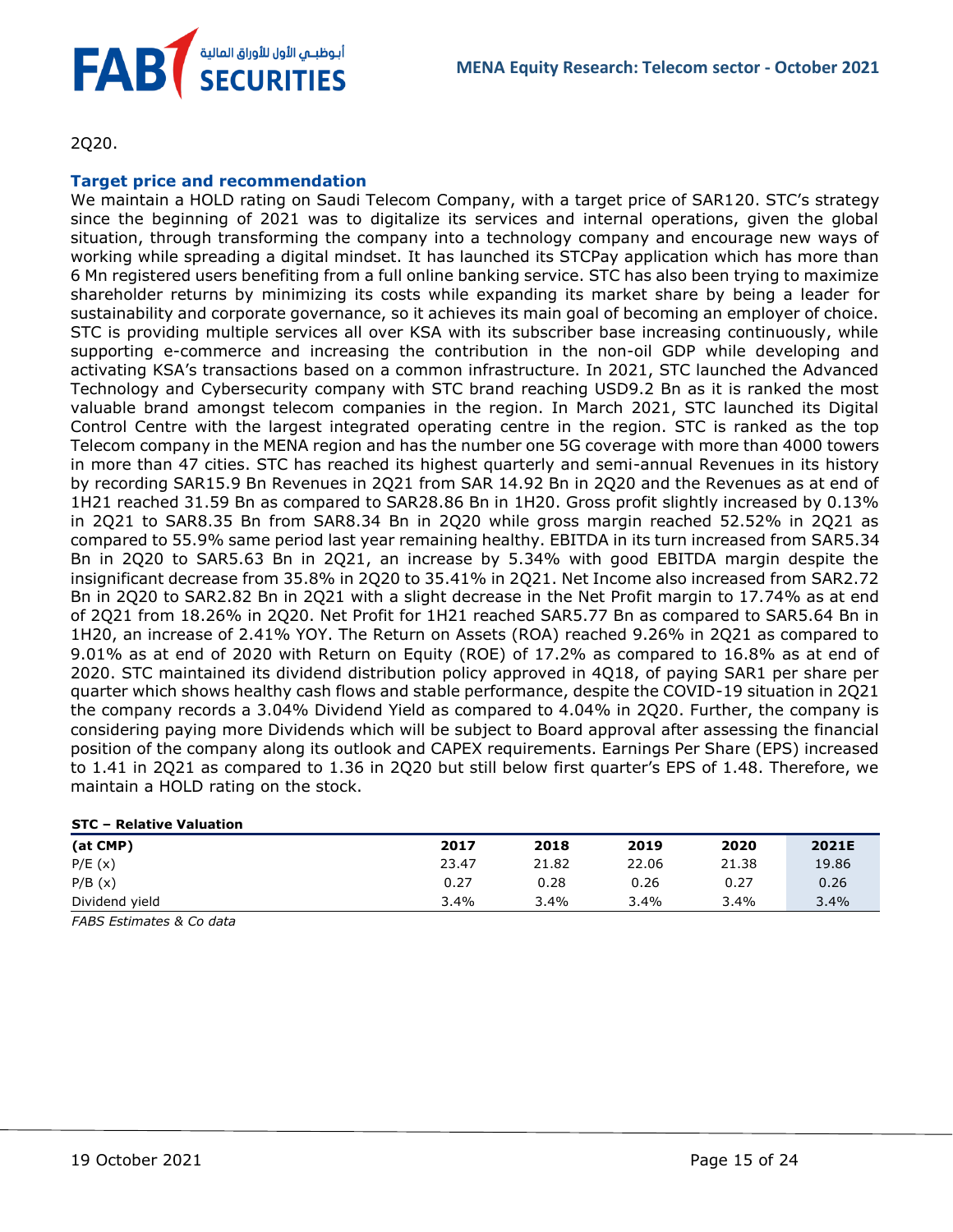2Q20.

### Target price and recommendation

We maintain a HOLD rating on Saudi Telecom Company, with a target price of SAR120. STC's strategy since the beginning of 2021 was to digitalize its services and internal operations, given the global situation, through transforming the company into a technology company and encourage new ways of working while spreading a digital mindset. It has launched its STCPay application which has more than 6 Mn registered users benefiting from a full online banking service. STC has also been trying to maximize shareholder returns by minimizing its costs while expanding its market share by being a leader for sustainability and corporate governance, so it achieves its main goal of becoming an employer of choice. STC is providing multiple services all over KSA with its subscriber base increasing continuously, while supporting e-commerce and increasing the contribution in the non-oil GDP while developing and activating KSA's transactions based on a common infrastructure. In 2021, STC launched the Advanced Technology and Cybersecurity company with STC brand reaching USD9.2 Bn as it is ranked the most valuable brand amongst telecom companies in the region. In March 2021, STC launched its Digital Control Centre with the largest integrated operating centre in the region. STC is ranked as the top Telecom company in the MENA region and has the number one 5G coverage with more than 4000 towers in more than 47 cities. STC has reached its highest quarterly and semi-annual Revenues in its history by recording SAR15.9 Bn Revenues in 2Q21 from SAR 14.92 Bn in 2Q20 and the Revenues as at end of 1H21 reached 31.59 Bn as compared to SAR28.86 Bn in 1H20. Gross profit slightly increased by 0.13% in 2Q21 to SAR8.35 Bn from SAR8.34 Bn in 2Q20 while gross margin reached 52.52% in 2Q21 as compared to 55.9% same period last year remaining healthy. EBITDA in its turn increased from SAR5.34 Bn in 2Q20 to SAR5.63 Bn in 2Q21, an increase by 5.34% with good EBITDA margin despite the insignificant decrease from 35.8% in 2Q20 to 35.41% in 2Q21. Net Income also increased from SAR2.72 Bn in 2Q20 to SAR2.82 Bn in 2Q21 with a slight decrease in the Net Profit margin to 17.74% as at end of 2Q21 from 18.26% in 2Q20. Net Profit for 1H21 reached SAR5.77 Bn as compared to SAR5.64 Bn in 1H20, an increase of 2.41% YOY. The Return on Assets (ROA) reached 9.26% in 2Q21 as compared to 9.01% as at end of 2020 with Return on Equity (ROE) of 17.2% as compared to 16.8% as at end of 2020. STC maintained its dividend distribution policy approved in 4Q18, of paying SAR1 per share per quarter which shows healthy cash flows and stable performance, despite the COVID-19 situation in 2Q21 the company records a 3.04% Dividend Yield as compared to 4.04% in 2Q20. Further, the company is considering paying more Dividends which will be subject to Board approval after assessing the financial position of the company along its outlook and CAPEX requirements. Earnings Per Share (EPS) increased to 1.41 in 2Q21 as compared to 1.36 in 2Q20 but still below first quarter's EPS of 1.48. Therefore, we maintain a HOLD rating on the stock.

**STC – Relative Valuation**

| (at CMP) | 2017 | 2018 | 2019 | 2020 | 2021E |
|---|---|---|---|---|---|
| P/E (x) | 23.47 | 21.82 | 22.06 | 21.38 | 19.86 |
| P/B (x) | 0.27 | 0.28 | 0.26 | 0.27 | 0.26 |
| Dividend yield | 3.4% | 3.4% | 3.4% | 3.4% | 3.4% |

*FABS Estimates & Co data*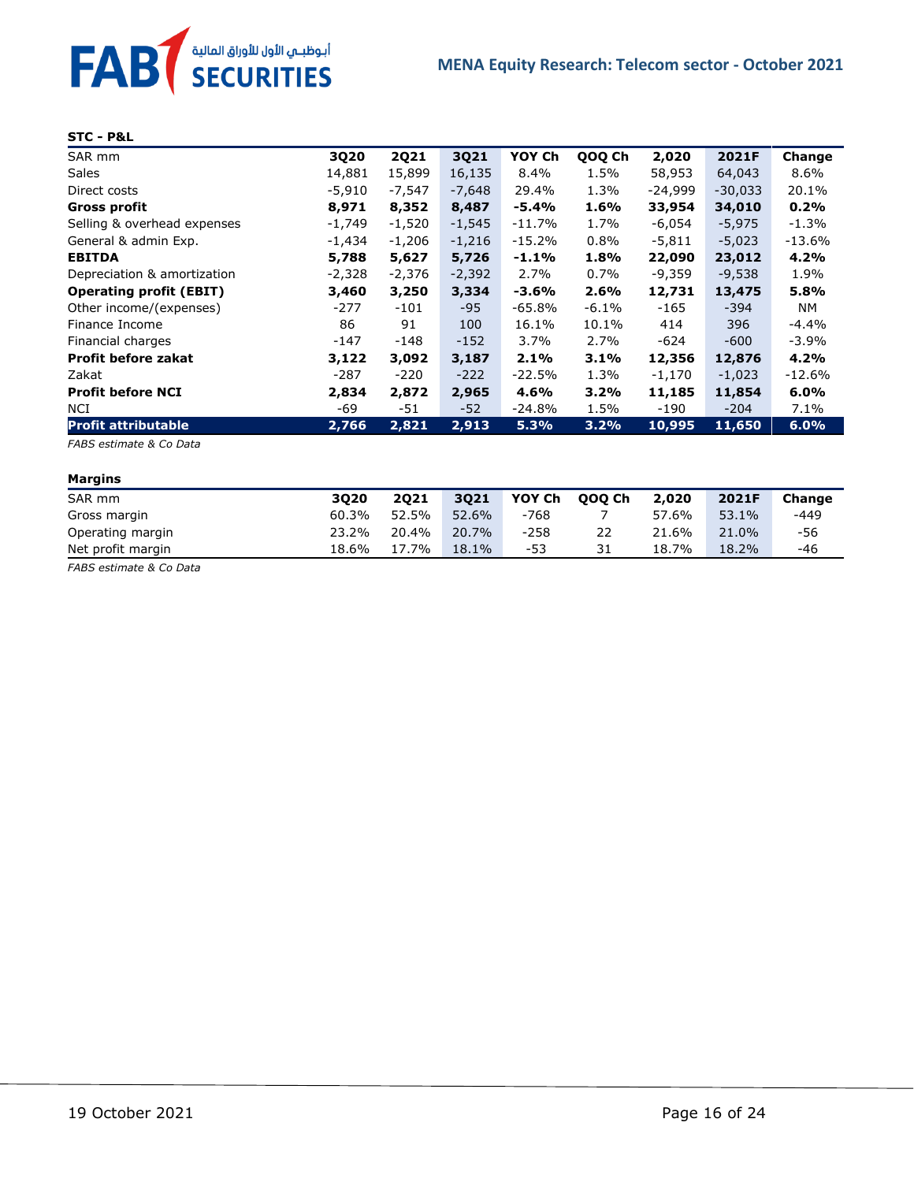**STC - P&L**

| SAR mm | 3Q20 | 2Q21 | 3Q21 | YOY Ch | QOQ Ch | 2,020 | 2021F | Change |
|---|---|---|---|---|---|---|---|---|
| Sales | 14,881 | 15,899 | 16,135 | 8.4% | 1.5% | 58,953 | 64,043 | 8.6% |
| Direct costs | -5,910 | -7,547 | -7,648 | 29.4% | 1.3% | -24,999 | -30,033 | 20.1% |
| **Gross profit** | **8,971** | **8,352** | **8,487** | **-5.4%** | **1.6%** | **33,954** | **34,010** | **0.2%** |
| Selling & overhead expenses | -1,749 | -1,520 | -1,545 | -11.7% | 1.7% | -6,054 | -5,975 | -1.3% |
| General & admin Exp. | -1,434 | -1,206 | -1,216 | -15.2% | 0.8% | -5,811 | -5,023 | -13.6% |
| **EBITDA** | **5,788** | **5,627** | **5,726** | **-1.1%** | **1.8%** | **22,090** | **23,012** | **4.2%** |
| Depreciation & amortization | -2,328 | -2,376 | -2,392 | 2.7% | 0.7% | -9,359 | -9,538 | 1.9% |
| **Operating profit (EBIT)** | **3,460** | **3,250** | **3,334** | **-3.6%** | **2.6%** | **12,731** | **13,475** | **5.8%** |
| Other income/(expenses) | -277 | -101 | -95 | -65.8% | -6.1% | -165 | -394 | NM |
| Finance Income | 86 | 91 | 100 | 16.1% | 10.1% | 414 | 396 | -4.4% |
| Financial charges | -147 | -148 | -152 | 3.7% | 2.7% | -624 | -600 | -3.9% |
| **Profit before zakat** | **3,122** | **3,092** | **3,187** | **2.1%** | **3.1%** | **12,356** | **12,876** | **4.2%** |
| Zakat | -287 | -220 | -222 | -22.5% | 1.3% | -1,170 | -1,023 | -12.6% |
| **Profit before NCI** | **2,834** | **2,872** | **2,965** | **4.6%** | **3.2%** | **11,185** | **11,854** | **6.0%** |
| NCI | -69 | -51 | -52 | -24.8% | 1.5% | -190 | -204 | 7.1% |
| **Profit attributable** | **2,766** | **2,821** | **2,913** | **5.3%** | **3.2%** | **10,995** | **11,650** | **6.0%** |

*FABS estimate & Co Data*

**Margins**

| SAR mm | 3Q20 | 2Q21 | 3Q21 | YOY Ch | QOQ Ch | 2,020 | 2021F | Change |
|---|---|---|---|---|---|---|---|---|
| Gross margin | 60.3% | 52.5% | 52.6% | -768 | 7 | 57.6% | 53.1% | -449 |
| Operating margin | 23.2% | 20.4% | 20.7% | -258 | 22 | 21.6% | 21.0% | -56 |
| Net profit margin | 18.6% | 17.7% | 18.1% | -53 | 31 | 18.7% | 18.2% | -46 |

*FABS estimate & Co Data*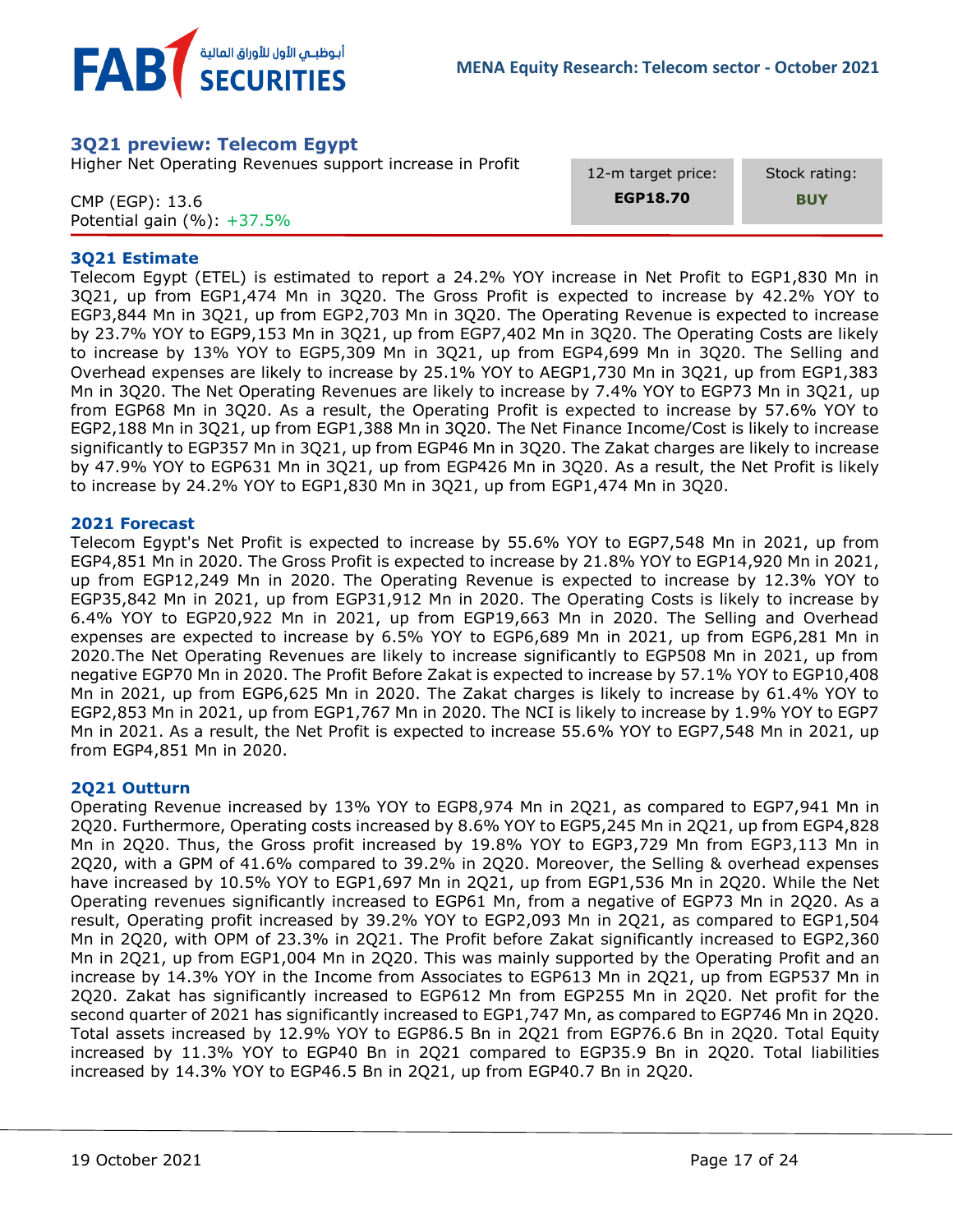## 3Q21 preview: Telecom Egypt

Higher Net Operating Revenues support increase in Profit

CMP (EGP): 13.6

Potential gain (%): +37.5%

| 12-m target price: | Stock rating: |
|---|---|
| **EGP18.70** | **BUY** |

### 3Q21 Estimate

Telecom Egypt (ETEL) is estimated to report a 24.2% YOY increase in Net Profit to EGP1,830 Mn in 3Q21, up from EGP1,474 Mn in 3Q20. The Gross Profit is expected to increase by 42.2% YOY to EGP3,844 Mn in 3Q21, up from EGP2,703 Mn in 3Q20. The Operating Revenue is expected to increase by 23.7% YOY to EGP9,153 Mn in 3Q21, up from EGP7,402 Mn in 3Q20. The Operating Costs are likely to increase by 13% YOY to EGP5,309 Mn in 3Q21, up from EGP4,699 Mn in 3Q20. The Selling and Overhead expenses are likely to increase by 25.1% YOY to AEGP1,730 Mn in 3Q21, up from EGP1,383 Mn in 3Q20. The Net Operating Revenues are likely to increase by 7.4% YOY to EGP73 Mn in 3Q21, up from EGP68 Mn in 3Q20. As a result, the Operating Profit is expected to increase by 57.6% YOY to EGP2,188 Mn in 3Q21, up from EGP1,388 Mn in 3Q20. The Net Finance Income/Cost is likely to increase significantly to EGP357 Mn in 3Q21, up from EGP46 Mn in 3Q20. The Zakat charges are likely to increase by 47.9% YOY to EGP631 Mn in 3Q21, up from EGP426 Mn in 3Q20. As a result, the Net Profit is likely to increase by 24.2% YOY to EGP1,830 Mn in 3Q21, up from EGP1,474 Mn in 3Q20.

### 2021 Forecast

Telecom Egypt's Net Profit is expected to increase by 55.6% YOY to EGP7,548 Mn in 2021, up from EGP4,851 Mn in 2020. The Gross Profit is expected to increase by 21.8% YOY to EGP14,920 Mn in 2021, up from EGP12,249 Mn in 2020. The Operating Revenue is expected to increase by 12.3% YOY to EGP35,842 Mn in 2021, up from EGP31,912 Mn in 2020. The Operating Costs is likely to increase by 6.4% YOY to EGP20,922 Mn in 2021, up from EGP19,663 Mn in 2020. The Selling and Overhead expenses are expected to increase by 6.5% YOY to EGP6,689 Mn in 2021, up from EGP6,281 Mn in 2020.The Net Operating Revenues are likely to increase significantly to EGP508 Mn in 2021, up from negative EGP70 Mn in 2020. The Profit Before Zakat is expected to increase by 57.1% YOY to EGP10,408 Mn in 2021, up from EGP6,625 Mn in 2020. The Zakat charges is likely to increase by 61.4% YOY to EGP2,853 Mn in 2021, up from EGP1,767 Mn in 2020. The NCI is likely to increase by 1.9% YOY to EGP7 Mn in 2021. As a result, the Net Profit is expected to increase 55.6% YOY to EGP7,548 Mn in 2021, up from EGP4,851 Mn in 2020.

### 2Q21 Outturn

Operating Revenue increased by 13% YOY to EGP8,974 Mn in 2Q21, as compared to EGP7,941 Mn in 2Q20. Furthermore, Operating costs increased by 8.6% YOY to EGP5,245 Mn in 2Q21, up from EGP4,828 Mn in 2Q20. Thus, the Gross profit increased by 19.8% YOY to EGP3,729 Mn from EGP3,113 Mn in 2Q20, with a GPM of 41.6% compared to 39.2% in 2Q20. Moreover, the Selling & overhead expenses have increased by 10.5% YOY to EGP1,697 Mn in 2Q21, up from EGP1,536 Mn in 2Q20. While the Net Operating revenues significantly increased to EGP61 Mn, from a negative of EGP73 Mn in 2Q20. As a result, Operating profit increased by 39.2% YOY to EGP2,093 Mn in 2Q21, as compared to EGP1,504 Mn in 2Q20, with OPM of 23.3% in 2Q21. The Profit before Zakat significantly increased to EGP2,360 Mn in 2Q21, up from EGP1,004 Mn in 2Q20. This was mainly supported by the Operating Profit and an increase by 14.3% YOY in the Income from Associates to EGP613 Mn in 2Q21, up from EGP537 Mn in 2Q20. Zakat has significantly increased to EGP612 Mn from EGP255 Mn in 2Q20. Net profit for the second quarter of 2021 has significantly increased to EGP1,747 Mn, as compared to EGP746 Mn in 2Q20. Total assets increased by 12.9% YOY to EGP86.5 Bn in 2Q21 from EGP76.6 Bn in 2Q20. Total Equity increased by 11.3% YOY to EGP40 Bn in 2Q21 compared to EGP35.9 Bn in 2Q20. Total liabilities increased by 14.3% YOY to EGP46.5 Bn in 2Q21, up from EGP40.7 Bn in 2Q20.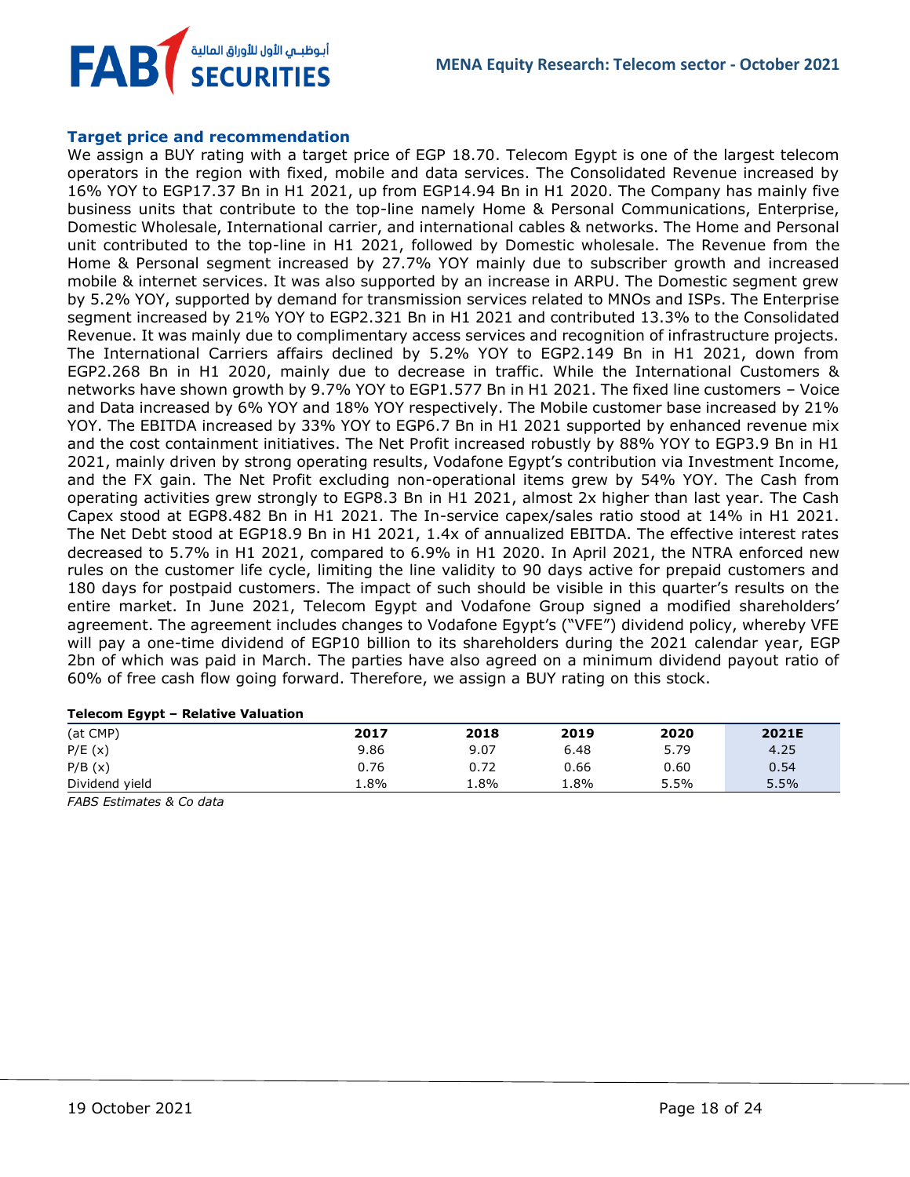### Target price and recommendation

We assign a BUY rating with a target price of EGP 18.70. Telecom Egypt is one of the largest telecom operators in the region with fixed, mobile and data services. The Consolidated Revenue increased by 16% YOY to EGP17.37 Bn in H1 2021, up from EGP14.94 Bn in H1 2020. The Company has mainly five business units that contribute to the top-line namely Home & Personal Communications, Enterprise, Domestic Wholesale, International carrier, and international cables & networks. The Home and Personal unit contributed to the top-line in H1 2021, followed by Domestic wholesale. The Revenue from the Home & Personal segment increased by 27.7% YOY mainly due to subscriber growth and increased mobile & internet services. It was also supported by an increase in ARPU. The Domestic segment grew by 5.2% YOY, supported by demand for transmission services related to MNOs and ISPs. The Enterprise segment increased by 21% YOY to EGP2.321 Bn in H1 2021 and contributed 13.3% to the Consolidated Revenue. It was mainly due to complimentary access services and recognition of infrastructure projects. The International Carriers affairs declined by 5.2% YOY to EGP2.149 Bn in H1 2021, down from EGP2.268 Bn in H1 2020, mainly due to decrease in traffic. While the International Customers & networks have shown growth by 9.7% YOY to EGP1.577 Bn in H1 2021. The fixed line customers – Voice and Data increased by 6% YOY and 18% YOY respectively. The Mobile customer base increased by 21% YOY. The EBITDA increased by 33% YOY to EGP6.7 Bn in H1 2021 supported by enhanced revenue mix and the cost containment initiatives. The Net Profit increased robustly by 88% YOY to EGP3.9 Bn in H1 2021, mainly driven by strong operating results, Vodafone Egypt's contribution via Investment Income, and the FX gain. The Net Profit excluding non-operational items grew by 54% YOY. The Cash from operating activities grew strongly to EGP8.3 Bn in H1 2021, almost 2x higher than last year. The Cash Capex stood at EGP8.482 Bn in H1 2021. The In-service capex/sales ratio stood at 14% in H1 2021. The Net Debt stood at EGP18.9 Bn in H1 2021, 1.4x of annualized EBITDA. The effective interest rates decreased to 5.7% in H1 2021, compared to 6.9% in H1 2020. In April 2021, the NTRA enforced new rules on the customer life cycle, limiting the line validity to 90 days active for prepaid customers and 180 days for postpaid customers. The impact of such should be visible in this quarter's results on the entire market. In June 2021, Telecom Egypt and Vodafone Group signed a modified shareholders' agreement. The agreement includes changes to Vodafone Egypt's ("VFE") dividend policy, whereby VFE will pay a one-time dividend of EGP10 billion to its shareholders during the 2021 calendar year, EGP 2bn of which was paid in March. The parties have also agreed on a minimum dividend payout ratio of 60% of free cash flow going forward. Therefore, we assign a BUY rating on this stock.

**Telecom Egypt – Relative Valuation**

| (at CMP) | 2017 | 2018 | 2019 | 2020 | 2021E |
|---|---|---|---|---|---|
| P/E (x) | 9.86 | 9.07 | 6.48 | 5.79 | 4.25 |
| P/B (x) | 0.76 | 0.72 | 0.66 | 0.60 | 0.54 |
| Dividend yield | 1.8% | 1.8% | 1.8% | 5.5% | 5.5% |

*FABS Estimates & Co data*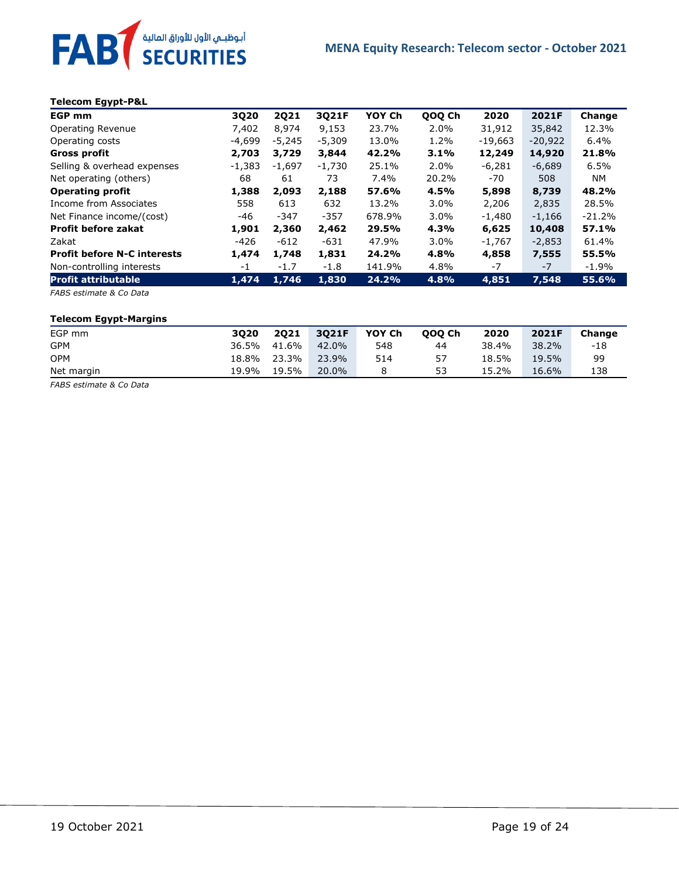**Telecom Egypt-P&L**

| EGP mm | 3Q20 | 2Q21 | 3Q21F | YOY Ch | QOQ Ch | 2020 | 2021F | Change |
|---|---|---|---|---|---|---|---|---|
| Operating Revenue | 7,402 | 8,974 | 9,153 | 23.7% | 2.0% | 31,912 | 35,842 | 12.3% |
| Operating costs | -4,699 | -5,245 | -5,309 | 13.0% | 1.2% | -19,663 | -20,922 | 6.4% |
| **Gross profit** | **2,703** | **3,729** | **3,844** | **42.2%** | **3.1%** | **12,249** | **14,920** | **21.8%** |
| Selling & overhead expenses | -1,383 | -1,697 | -1,730 | 25.1% | 2.0% | -6,281 | -6,689 | 6.5% |
| Net operating (others) | 68 | 61 | 73 | 7.4% | 20.2% | -70 | 508 | NM |
| **Operating profit** | **1,388** | **2,093** | **2,188** | **57.6%** | **4.5%** | **5,898** | **8,739** | **48.2%** |
| Income from Associates | 558 | 613 | 632 | 13.2% | 3.0% | 2,206 | 2,835 | 28.5% |
| Net Finance income/(cost) | -46 | -347 | -357 | 678.9% | 3.0% | -1,480 | -1,166 | -21.2% |
| **Profit before zakat** | **1,901** | **2,360** | **2,462** | **29.5%** | **4.3%** | **6,625** | **10,408** | **57.1%** |
| Zakat | -426 | -612 | -631 | 47.9% | 3.0% | -1,767 | -2,853 | 61.4% |
| **Profit before N-C interests** | **1,474** | **1,748** | **1,831** | **24.2%** | **4.8%** | **4,858** | **7,555** | **55.5%** |
| Non-controlling interests | -1 | -1.7 | -1.8 | 141.9% | 4.8% | -7 | -7 | -1.9% |
| **Profit attributable** | **1,474** | **1,746** | **1,830** | **24.2%** | **4.8%** | **4,851** | **7,548** | **55.6%** |

*FABS estimate & Co Data*

**Telecom Egypt-Margins**

| EGP mm | 3Q20 | 2Q21 | 3Q21F | YOY Ch | QOQ Ch | 2020 | 2021F | Change |
|---|---|---|---|---|---|---|---|---|
| GPM | 36.5% | 41.6% | 42.0% | 548 | 44 | 38.4% | 38.2% | -18 |
| OPM | 18.8% | 23.3% | 23.9% | 514 | 57 | 18.5% | 19.5% | 99 |
| Net margin | 19.9% | 19.5% | 20.0% | 8 | 53 | 15.2% | 16.6% | 138 |

*FABS estimate & Co Data*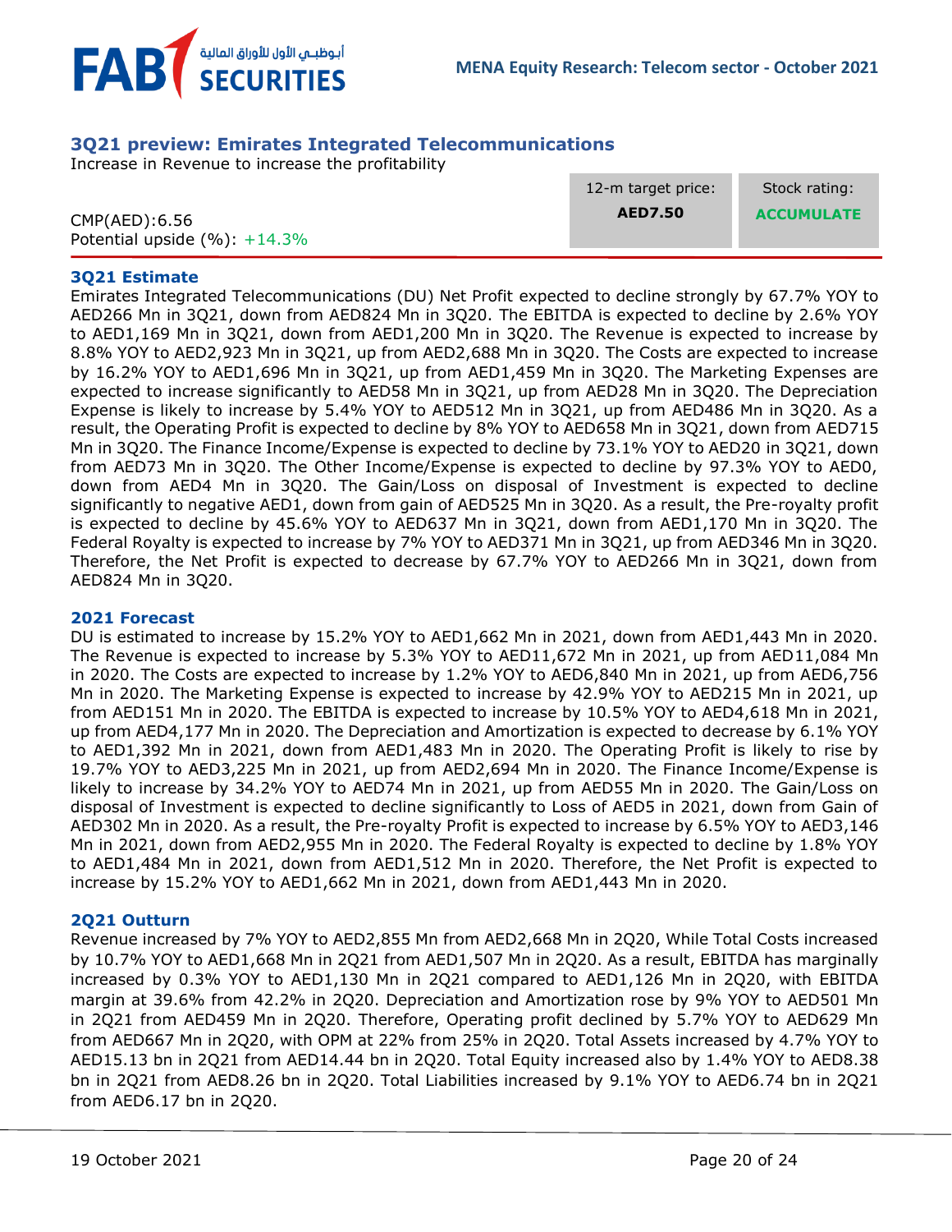## 3Q21 preview: Emirates Integrated Telecommunications

Increase in Revenue to increase the profitability

| CMP(AED):6.56<br>Potential upside (%): +14.3% | 12-m target price:<br>**AED7.50** | Stock rating:<br>**ACCUMULATE** |
|---|---|---|

### 3Q21 Estimate

Emirates Integrated Telecommunications (DU) Net Profit expected to decline strongly by 67.7% YOY to AED266 Mn in 3Q21, down from AED824 Mn in 3Q20. The EBITDA is expected to decline by 2.6% YOY to AED1,169 Mn in 3Q21, down from AED1,200 Mn in 3Q20. The Revenue is expected to increase by 8.8% YOY to AED2,923 Mn in 3Q21, up from AED2,688 Mn in 3Q20. The Costs are expected to increase by 16.2% YOY to AED1,696 Mn in 3Q21, up from AED1,459 Mn in 3Q20. The Marketing Expenses are expected to increase significantly to AED58 Mn in 3Q21, up from AED28 Mn in 3Q20. The Depreciation Expense is likely to increase by 5.4% YOY to AED512 Mn in 3Q21, up from AED486 Mn in 3Q20. As a result, the Operating Profit is expected to decline by 8% YOY to AED658 Mn in 3Q21, down from AED715 Mn in 3Q20. The Finance Income/Expense is expected to decline by 73.1% YOY to AED20 in 3Q21, down from AED73 Mn in 3Q20. The Other Income/Expense is expected to decline by 97.3% YOY to AED0, down from AED4 Mn in 3Q20. The Gain/Loss on disposal of Investment is expected to decline significantly to negative AED1, down from gain of AED525 Mn in 3Q20. As a result, the Pre-royalty profit is expected to decline by 45.6% YOY to AED637 Mn in 3Q21, down from AED1,170 Mn in 3Q20. The Federal Royalty is expected to increase by 7% YOY to AED371 Mn in 3Q21, up from AED346 Mn in 3Q20. Therefore, the Net Profit is expected to decrease by 67.7% YOY to AED266 Mn in 3Q21, down from AED824 Mn in 3Q20.

### 2021 Forecast

DU is estimated to increase by 15.2% YOY to AED1,662 Mn in 2021, down from AED1,443 Mn in 2020. The Revenue is expected to increase by 5.3% YOY to AED11,672 Mn in 2021, up from AED11,084 Mn in 2020. The Costs are expected to increase by 1.2% YOY to AED6,840 Mn in 2021, up from AED6,756 Mn in 2020. The Marketing Expense is expected to increase by 42.9% YOY to AED215 Mn in 2021, up from AED151 Mn in 2020. The EBITDA is expected to increase by 10.5% YOY to AED4,618 Mn in 2021, up from AED4,177 Mn in 2020. The Depreciation and Amortization is expected to decrease by 6.1% YOY to AED1,392 Mn in 2021, down from AED1,483 Mn in 2020. The Operating Profit is likely to rise by 19.7% YOY to AED3,225 Mn in 2021, up from AED2,694 Mn in 2020. The Finance Income/Expense is likely to increase by 34.2% YOY to AED74 Mn in 2021, up from AED55 Mn in 2020. The Gain/Loss on disposal of Investment is expected to decline significantly to Loss of AED5 in 2021, down from Gain of AED302 Mn in 2020. As a result, the Pre-royalty Profit is expected to increase by 6.5% YOY to AED3,146 Mn in 2021, down from AED2,955 Mn in 2020. The Federal Royalty is expected to decline by 1.8% YOY to AED1,484 Mn in 2021, down from AED1,512 Mn in 2020. Therefore, the Net Profit is expected to increase by 15.2% YOY to AED1,662 Mn in 2021, down from AED1,443 Mn in 2020.

### 2Q21 Outturn

Revenue increased by 7% YOY to AED2,855 Mn from AED2,668 Mn in 2Q20, While Total Costs increased by 10.7% YOY to AED1,668 Mn in 2Q21 from AED1,507 Mn in 2Q20. As a result, EBITDA has marginally increased by 0.3% YOY to AED1,130 Mn in 2Q21 compared to AED1,126 Mn in 2Q20, with EBITDA margin at 39.6% from 42.2% in 2Q20. Depreciation and Amortization rose by 9% YOY to AED501 Mn in 2Q21 from AED459 Mn in 2Q20. Therefore, Operating profit declined by 5.7% YOY to AED629 Mn from AED667 Mn in 2Q20, with OPM at 22% from 25% in 2Q20. Total Assets increased by 4.7% YOY to AED15.13 bn in 2Q21 from AED14.44 bn in 2Q20. Total Equity increased also by 1.4% YOY to AED8.38 bn in 2Q21 from AED8.26 bn in 2Q20. Total Liabilities increased by 9.1% YOY to AED6.74 bn in 2Q21 from AED6.17 bn in 2Q20.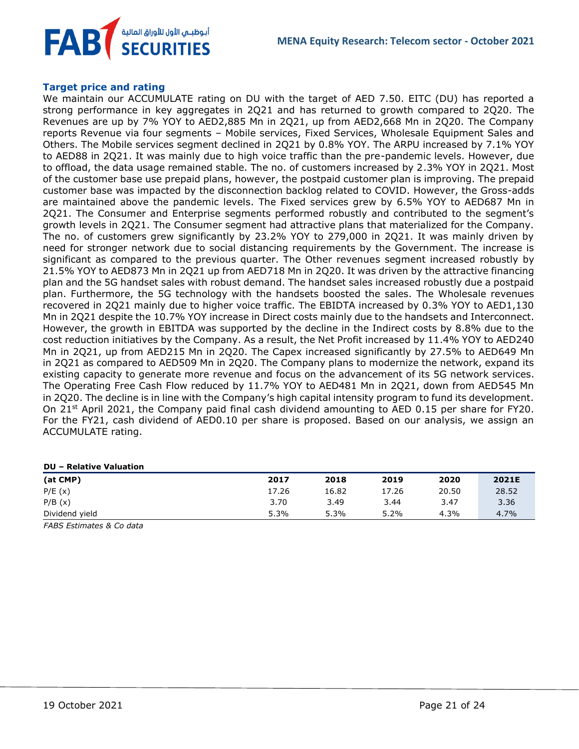### Target price and rating

We maintain our ACCUMULATE rating on DU with the target of AED 7.50. EITC (DU) has reported a strong performance in key aggregates in 2Q21 and has returned to growth compared to 2Q20. The Revenues are up by 7% YOY to AED2,885 Mn in 2Q21, up from AED2,668 Mn in 2Q20. The Company reports Revenue via four segments – Mobile services, Fixed Services, Wholesale Equipment Sales and Others. The Mobile services segment declined in 2Q21 by 0.8% YOY. The ARPU increased by 7.1% YOY to AED88 in 2Q21. It was mainly due to high voice traffic than the pre-pandemic levels. However, due to offload, the data usage remained stable. The no. of customers increased by 2.3% YOY in 2Q21. Most of the customer base use prepaid plans, however, the postpaid customer plan is improving. The prepaid customer base was impacted by the disconnection backlog related to COVID. However, the Gross-adds are maintained above the pandemic levels. The Fixed services grew by 6.5% YOY to AED687 Mn in 2Q21. The Consumer and Enterprise segments performed robustly and contributed to the segment's growth levels in 2Q21. The Consumer segment had attractive plans that materialized for the Company. The no. of customers grew significantly by 23.2% YOY to 279,000 in 2Q21. It was mainly driven by need for stronger network due to social distancing requirements by the Government. The increase is significant as compared to the previous quarter. The Other revenues segment increased robustly by 21.5% YOY to AED873 Mn in 2Q21 up from AED718 Mn in 2Q20. It was driven by the attractive financing plan and the 5G handset sales with robust demand. The handset sales increased robustly due a postpaid plan. Furthermore, the 5G technology with the handsets boosted the sales. The Wholesale revenues recovered in 2Q21 mainly due to higher voice traffic. The EBIDTA increased by 0.3% YOY to AED1,130 Mn in 2Q21 despite the 10.7% YOY increase in Direct costs mainly due to the handsets and Interconnect. However, the growth in EBITDA was supported by the decline in the Indirect costs by 8.8% due to the cost reduction initiatives by the Company. As a result, the Net Profit increased by 11.4% YOY to AED240 Mn in 2Q21, up from AED215 Mn in 2Q20. The Capex increased significantly by 27.5% to AED649 Mn in 2Q21 as compared to AED509 Mn in 2Q20. The Company plans to modernize the network, expand its existing capacity to generate more revenue and focus on the advancement of its 5G network services. The Operating Free Cash Flow reduced by 11.7% YOY to AED481 Mn in 2Q21, down from AED545 Mn in 2Q20. The decline is in line with the Company's high capital intensity program to fund its development. On 21st April 2021, the Company paid final cash dividend amounting to AED 0.15 per share for FY20. For the FY21, cash dividend of AED0.10 per share is proposed. Based on our analysis, we assign an ACCUMULATE rating.

**DU – Relative Valuation**

| (at CMP) | 2017 | 2018 | 2019 | 2020 | 2021E |
|---|---|---|---|---|---|
| P/E (x) | 17.26 | 16.82 | 17.26 | 20.50 | 28.52 |
| P/B (x) | 3.70 | 3.49 | 3.44 | 3.47 | 3.36 |
| Dividend yield | 5.3% | 5.3% | 5.2% | 4.3% | 4.7% |

*FABS Estimates & Co data*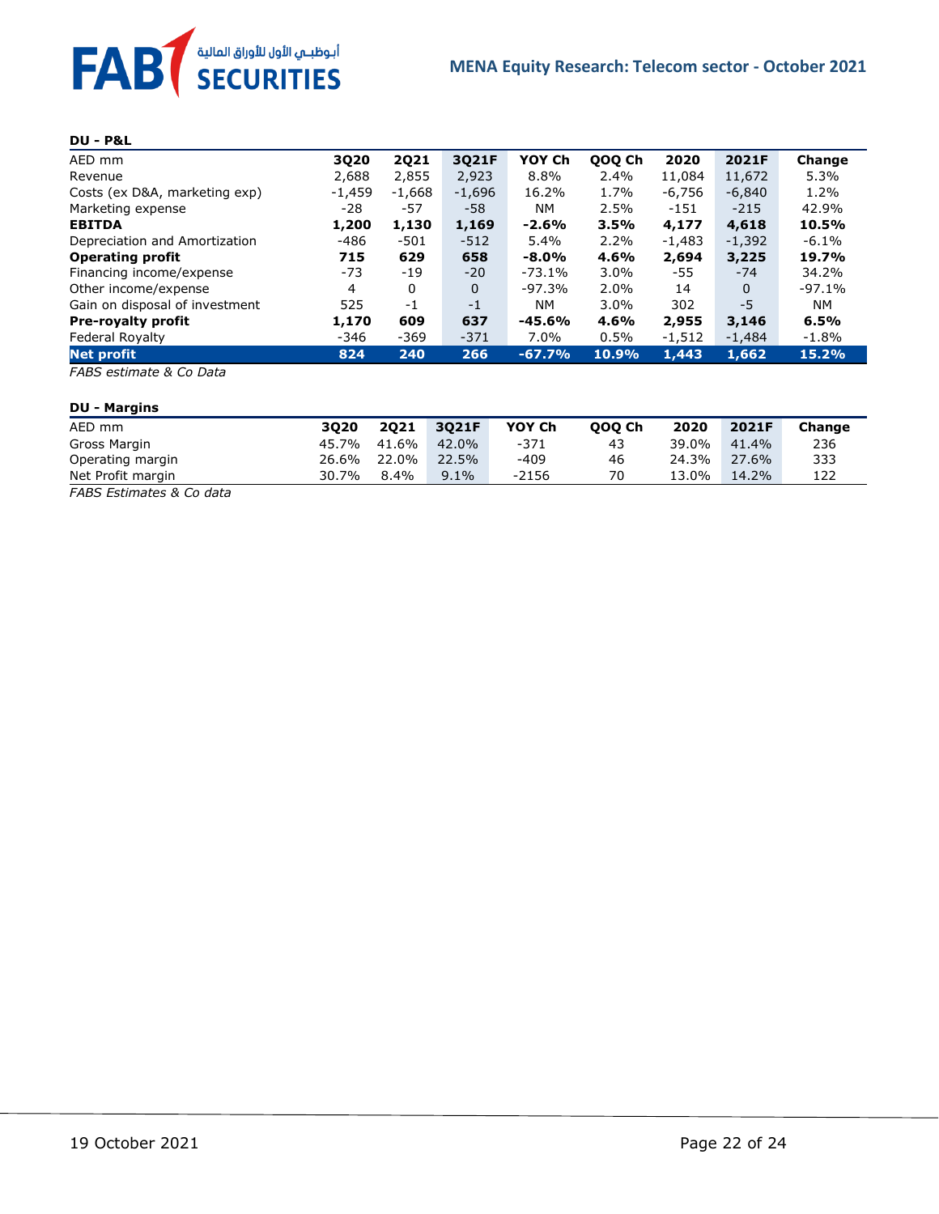**DU - P&L**

| AED mm | 3Q20 | 2Q21 | 3Q21F | YOY Ch | QOQ Ch | 2020 | 2021F | Change |
|---|---|---|---|---|---|---|---|---|
| Revenue | 2,688 | 2,855 | 2,923 | 8.8% | 2.4% | 11,084 | 11,672 | 5.3% |
| Costs (ex D&A, marketing exp) | -1,459 | -1,668 | -1,696 | 16.2% | 1.7% | -6,756 | -6,840 | 1.2% |
| Marketing expense | -28 | -57 | -58 | NM | 2.5% | -151 | -215 | 42.9% |
| **EBITDA** | **1,200** | **1,130** | **1,169** | **-2.6%** | **3.5%** | **4,177** | **4,618** | **10.5%** |
| Depreciation and Amortization | -486 | -501 | -512 | 5.4% | 2.2% | -1,483 | -1,392 | -6.1% |
| **Operating profit** | **715** | **629** | **658** | **-8.0%** | **4.6%** | **2,694** | **3,225** | **19.7%** |
| Financing income/expense | -73 | -19 | -20 | -73.1% | 3.0% | -55 | -74 | 34.2% |
| Other income/expense | 4 | 0 | 0 | -97.3% | 2.0% | 14 | 0 | -97.1% |
| Gain on disposal of investment | 525 | -1 | -1 | NM | 3.0% | 302 | -5 | NM |
| **Pre-royalty profit** | **1,170** | **609** | **637** | **-45.6%** | **4.6%** | **2,955** | **3,146** | **6.5%** |
| Federal Royalty | -346 | -369 | -371 | 7.0% | 0.5% | -1,512 | -1,484 | -1.8% |
| **Net profit** | **824** | **240** | **266** | **-67.7%** | **10.9%** | **1,443** | **1,662** | **15.2%** |

*FABS estimate & Co Data*

**DU - Margins**

| AED mm | 3Q20 | 2Q21 | 3Q21F | YOY Ch | QOQ Ch | 2020 | 2021F | Change |
|---|---|---|---|---|---|---|---|---|
| Gross Margin | 45.7% | 41.6% | 42.0% | -371 | 43 | 39.0% | 41.4% | 236 |
| Operating margin | 26.6% | 22.0% | 22.5% | -409 | 46 | 24.3% | 27.6% | 333 |
| Net Profit margin | 30.7% | 8.4% | 9.1% | -2156 | 70 | 13.0% | 14.2% | 122 |

*FABS Estimates & Co data*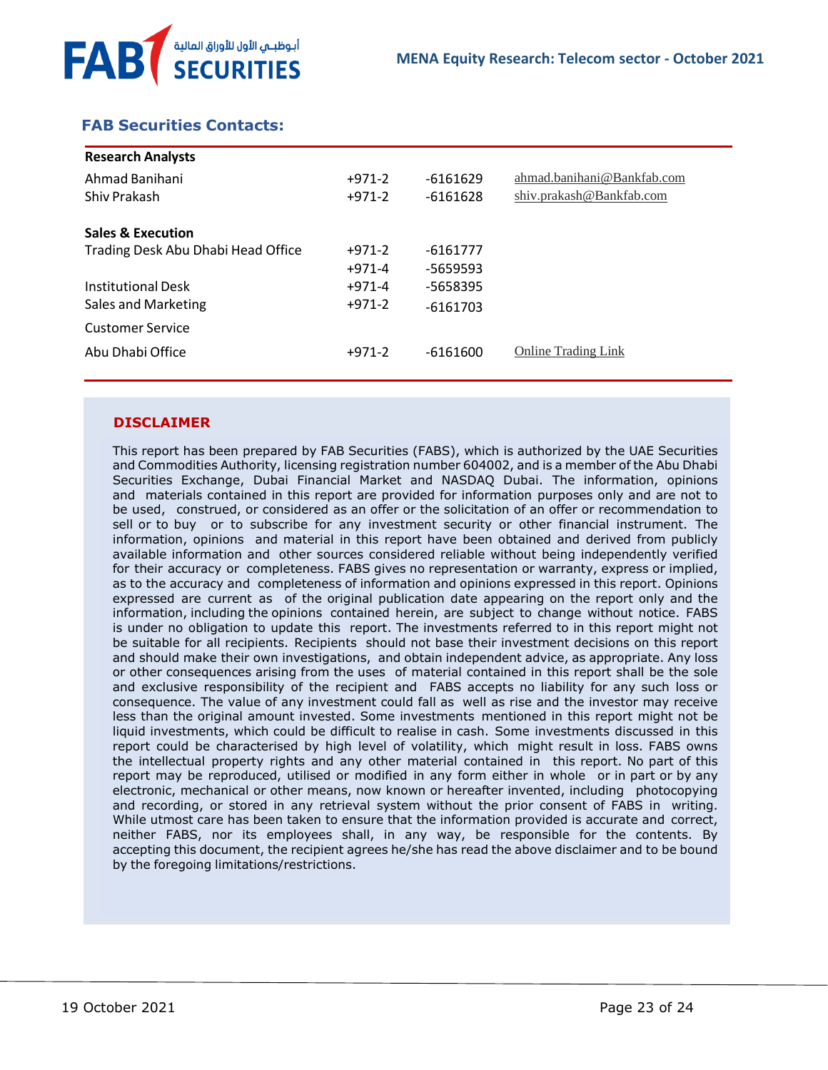## FAB Securities Contacts:

| Research Analysts | | | |
|---|---|---|---|
| Ahmad Banihani | +971-2 | -6161629 | ahmad.banihani@Bankfab.com |
| Shiv Prakash | +971-2 | -6161628 | shiv.prakash@Bankfab.com |
| | | | |
| **Sales & Execution** | | | |
| Trading Desk Abu Dhabi Head Office | +971-2 | -6161777 | |
| | +971-4 | -5659593 | |
| Institutional Desk | +971-4 | -5658395 | |
| Sales and Marketing | +971-2 | -6161703 | |
| Customer Service | | | |
| Abu Dhabi Office | +971-2 | -6161600 | Online Trading Link |

### DISCLAIMER

This report has been prepared by FAB Securities (FABS), which is authorized by the UAE Securities and Commodities Authority, licensing registration number 604002, and is a member of the Abu Dhabi Securities Exchange, Dubai Financial Market and NASDAQ Dubai. The information, opinions and materials contained in this report are provided for information purposes only and are not to be used, construed, or considered as an offer or the solicitation of an offer or recommendation to sell or to buy or to subscribe for any investment security or other financial instrument. The information, opinions and material in this report have been obtained and derived from publicly available information and other sources considered reliable without being independently verified for their accuracy or completeness. FABS gives no representation or warranty, express or implied, as to the accuracy and completeness of information and opinions expressed in this report. Opinions expressed are current as of the original publication date appearing on the report only and the information, including the opinions contained herein, are subject to change without notice. FABS is under no obligation to update this report. The investments referred to in this report might not be suitable for all recipients. Recipients should not base their investment decisions on this report and should make their own investigations, and obtain independent advice, as appropriate. Any loss or other consequences arising from the uses of material contained in this report shall be the sole and exclusive responsibility of the recipient and FABS accepts no liability for any such loss or consequence. The value of any investment could fall as well as rise and the investor may receive less than the original amount invested. Some investments mentioned in this report might not be liquid investments, which could be difficult to realise in cash. Some investments discussed in this report could be characterised by high level of volatility, which might result in loss. FABS owns the intellectual property rights and any other material contained in this report. No part of this report may be reproduced, utilised or modified in any form either in whole or in part or by any electronic, mechanical or other means, now known or hereafter invented, including photocopying and recording, or stored in any retrieval system without the prior consent of FABS in writing. While utmost care has been taken to ensure that the information provided is accurate and correct, neither FABS, nor its employees shall, in any way, be responsible for the contents. By accepting this document, the recipient agrees he/she has read the above disclaimer and to be bound by the foregoing limitations/restrictions.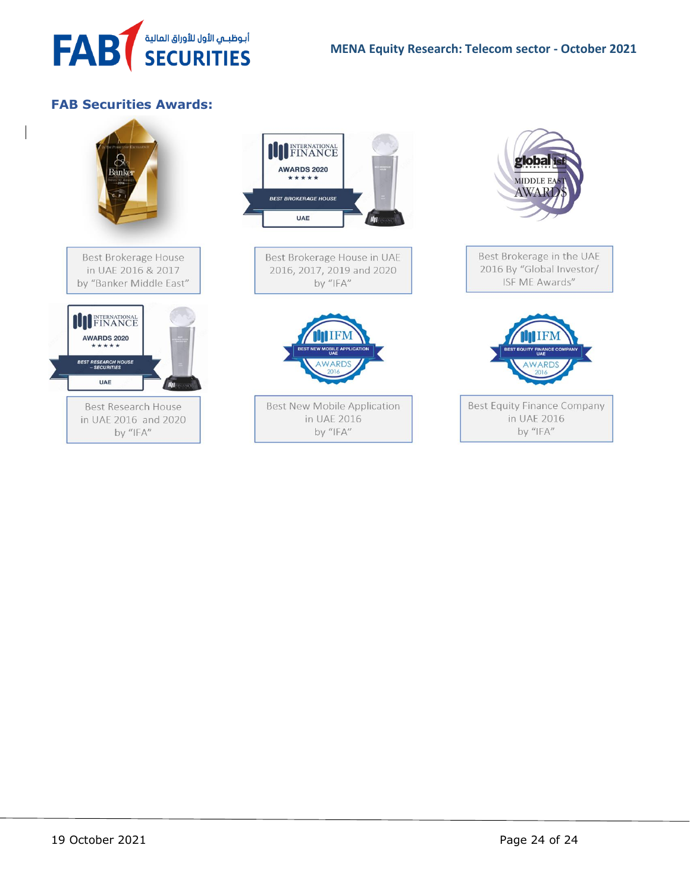## FAB Securities Awards:

Best Brokerage House in UAE 2016 & 2017 by "Banker Middle East"

Best Brokerage House in UAE 2016, 2017, 2019 and 2020 by "IFA"

Best Brokerage in the UAE 2016 By "Global Investor/ ISF ME Awards"

Best Research House in UAE 2016 and 2020 by "IFA"

Best New Mobile Application in UAE 2016 by "IFA"

Best Equity Finance Company in UAE 2016 by "IFA"

19 October 2021